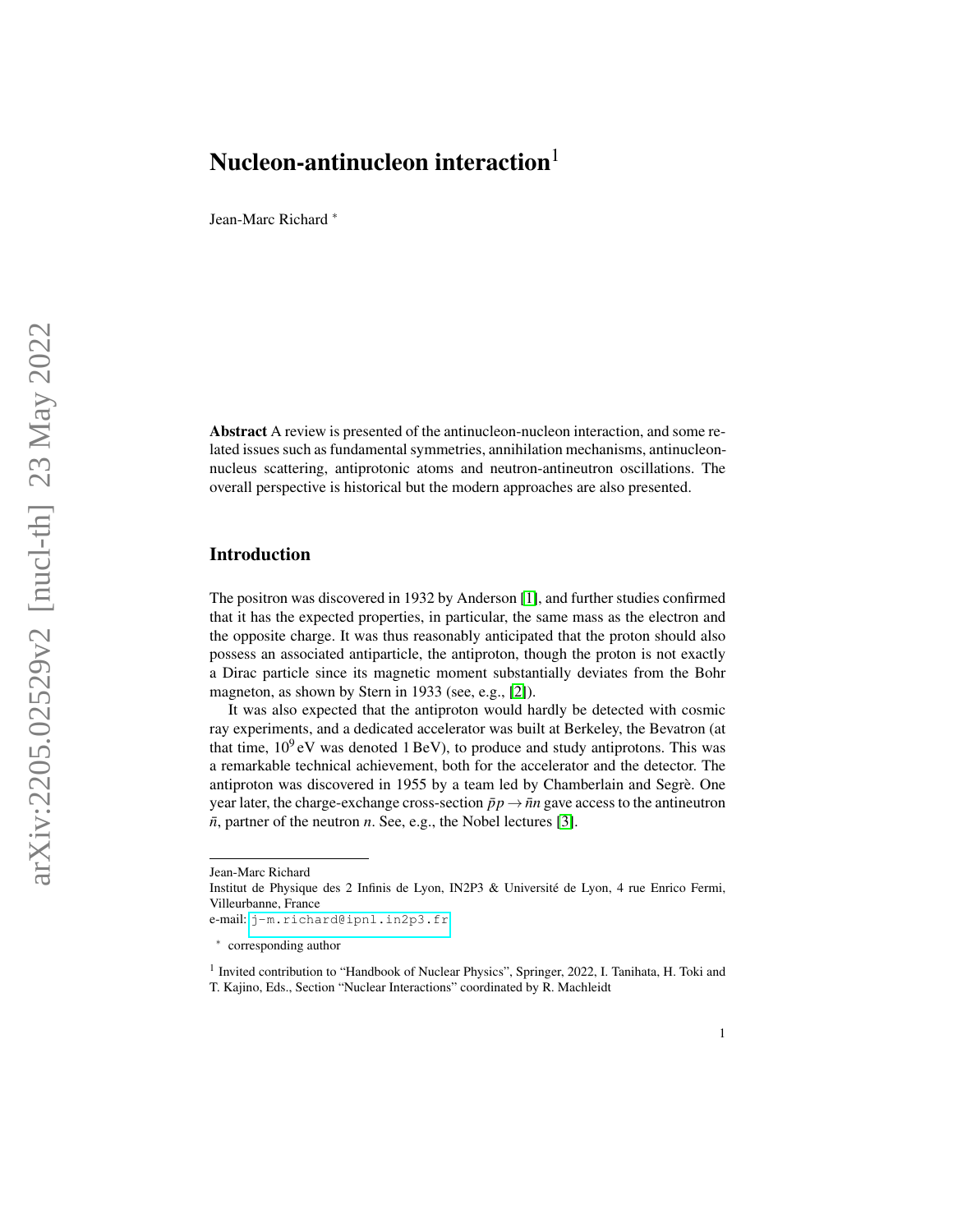# Nucleon-antinucleon interaction[1]

Jean-Marc Richard *

**Abstract** A review is presented of the antinucleon-nucleon interaction, and some related issues such as fundamental symmetries, annihilation mechanisms, antinucleon-nucleus scattering, antiprotonic atoms and neutron-antineutron oscillations. The overall perspective is historical but the modern approaches are also presented.

## Introduction

The positron was discovered in 1932 by Anderson [1], and further studies confirmed that it has the expected properties, in particular, the same mass as the electron and the opposite charge. It was thus reasonably anticipated that the proton should also possess an associated antiparticle, the antiproton, though the proton is not exactly a Dirac particle since its magnetic moment substantially deviates from the Bohr magneton, as shown by Stern in 1933 (see, e.g., [2]).

It was also expected that the antiproton would hardly be detected with cosmic ray experiments, and a dedicated accelerator was built at Berkeley, the Bevatron (at that time, $10^9$ eV was denoted 1 BeV), to produce and study antiprotons. This was a remarkable technical achievement, both for the accelerator and the detector. The antiproton was discovered in 1955 by a team led by Chamberlain and Segrè. One year later, the charge-exchange cross-section $\bar{p}p \to \bar{n}n$ gave access to the antineutron $\bar{n}$, partner of the neutron $n$. See, e.g., the Nobel lectures [3].

---

Jean-Marc Richard
Institut de Physique des 2 Infinis de Lyon, IN2P3 & Université de Lyon, 4 rue Enrico Fermi, Villeurbanne, France
e-mail: j-m.richard@ipnl.in2p3.fr

* corresponding author

[1] Invited contribution to "Handbook of Nuclear Physics", Springer, 2022, I. Tanihata, H. Toki and T. Kajino, Eds., Section "Nuclear Interactions" coordinated by R. Machleidt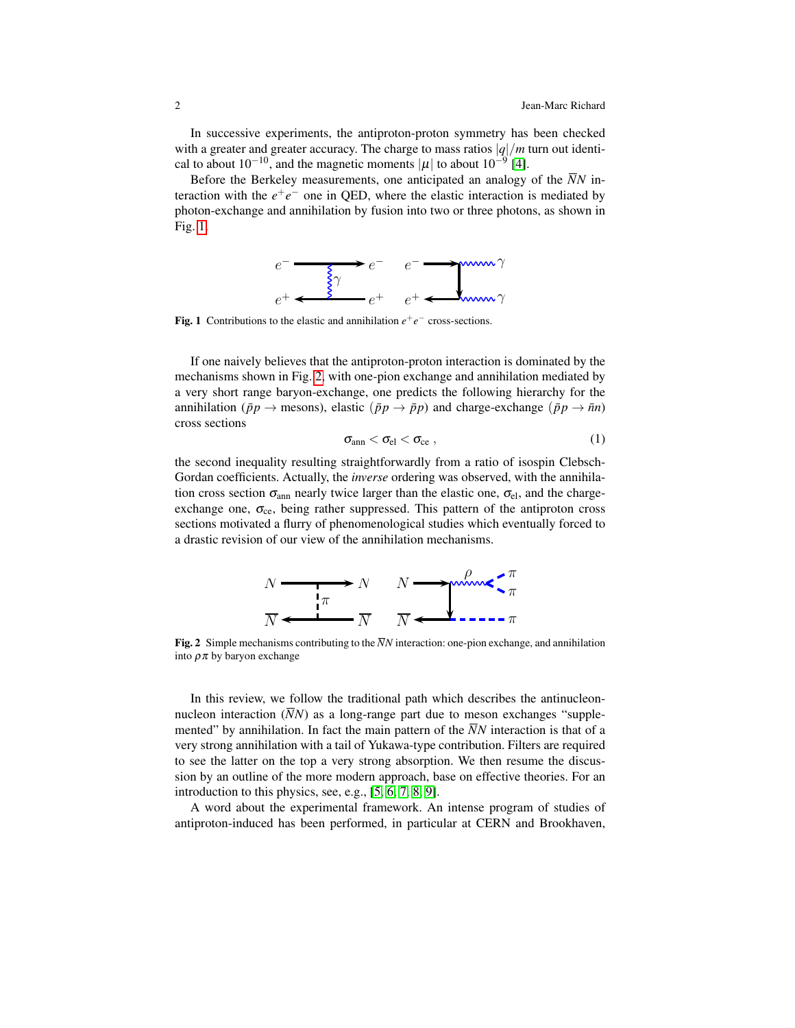In successive experiments, the antiproton-proton symmetry has been checked with a greater and greater accuracy. The charge to mass ratios $|q|/m$ turn out identical to about $10^{-10}$, and the magnetic moments $|\mu|$ to about $10^{-9}$ [4].

Before the Berkeley measurements, one anticipated an analogy of the $\overline{N}N$ interaction with the $e^+e^-$ one in QED, where the elastic interaction is mediated by photon-exchange and annihilation by fusion into two or three photons, as shown in Fig. 1.

**Fig. 1** Contributions to the elastic and annihilation $e^+e^-$ cross-sections.

If one naively believes that the antiproton-proton interaction is dominated by the mechanisms shown in Fig. 2, with one-pion exchange and annihilation mediated by a very short range baryon-exchange, one predicts the following hierarchy for the annihilation ($\bar{p}p \to$ mesons), elastic ($\bar{p}p \to \bar{p}p$) and charge-exchange ($\bar{p}p \to \bar{n}n$) cross sections

$$\sigma_{\text{ann}} < \sigma_{\text{el}} < \sigma_{\text{ce}} , \tag{1}$$

the second inequality resulting straightforwardly from a ratio of isospin Clebsch-Gordan coefficients. Actually, the *inverse* ordering was observed, with the annihilation cross section $\sigma_{\text{ann}}$ nearly twice larger than the elastic one, $\sigma_{\text{el}}$, and the charge-exchange one, $\sigma_{\text{ce}}$, being rather suppressed. This pattern of the antiproton cross sections motivated a flurry of phenomenological studies which eventually forced to a drastic revision of our view of the annihilation mechanisms.

**Fig. 2** Simple mechanisms contributing to the $\overline{N}N$ interaction: one-pion exchange, and annihilation into $\rho\pi$ by baryon exchange

In this review, we follow the traditional path which describes the antinucleon-nucleon interaction ($\overline{N}N$) as a long-range part due to meson exchanges "supplemented" by annihilation. In fact the main pattern of the $\overline{N}N$ interaction is that of a very strong annihilation with a tail of Yukawa-type contribution. Filters are required to see the latter on the top a very strong absorption. We then resume the discussion by an outline of the more modern approach, base on effective theories. For an introduction to this physics, see, e.g., [5, 6, 7, 8, 9].

A word about the experimental framework. An intense program of studies of antiproton-induced has been performed, in particular at CERN and Brookhaven,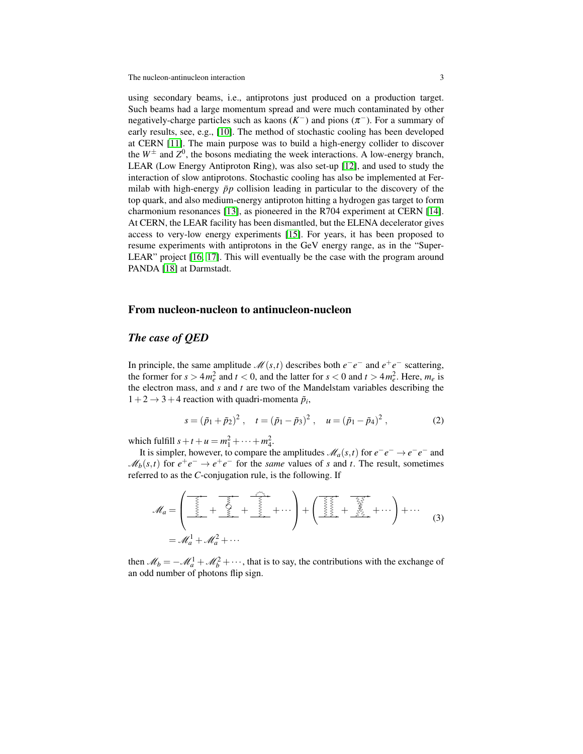using secondary beams, i.e., antiprotons just produced on a production target. Such beams had a large momentum spread and were much contaminated by other negatively-charge particles such as kaons ($K^-$) and pions ($\pi^-$). For a summary of early results, see, e.g., [10]. The method of stochastic cooling has been developed at CERN [11]. The main purpose was to build a high-energy collider to discover the $W^\pm$ and $Z^0$, the bosons mediating the week interactions. A low-energy branch, LEAR (Low Energy Antiproton Ring), was also set-up [12], and used to study the interaction of slow antiprotons. Stochastic cooling has also be implemented at Fermilab with high-energy $\bar{p}p$ collision leading in particular to the discovery of the top quark, and also medium-energy antiproton hitting a hydrogen gas target to form charmonium resonances [13], as pioneered in the R704 experiment at CERN [14]. At CERN, the LEAR facility has been dismantled, but the ELENA decelerator gives access to very-low energy experiments [15]. For years, it has been proposed to resume experiments with antiprotons in the GeV energy range, as in the "SuperLEAR" project [16, 17]. This will eventually be the case with the program around PANDA [18] at Darmstadt.

## From nucleon-nucleon to antinucleon-nucleon

### *The case of QED*

In principle, the same amplitude $\mathscr{M}(s,t)$ describes both $e^-e^-$ and $e^+e^-$ scattering, the former for $s > 4m_e^2$ and $t < 0$, and the latter for $s < 0$ and $t > 4m_e^2$. Here, $m_e$ is the electron mass, and $s$ and $t$ are two of the Mandelstam variables describing the $1+2 \to 3+4$ reaction with quadri-momenta $\tilde{p}_i$,

$$s = (\tilde{p}_1 + \tilde{p}_2)^2 \;, \quad t = (\tilde{p}_1 - \tilde{p}_3)^2 \;, \quad u = (\tilde{p}_1 - \tilde{p}_4)^2 \;, \tag{2}$$

which fulfill $s+t+u = m_1^2 + \cdots + m_4^2$.

It is simpler, however, to compare the amplitudes $\mathscr{M}_a(s,t)$ for $e^-e^- \to e^-e^-$ and $\mathscr{M}_b(s,t)$ for $e^+e^- \to e^+e^-$ for the *same* values of $s$ and $t$. The result, sometimes referred to as the $C$-conjugation rule, is the following. If

$$\begin{aligned}\mathscr{M}_a &= \left( [\text{diagram}] + [\text{diagram}] + [\text{diagram}] + \cdots \right) + \left( [\text{diagram}] + [\text{diagram}] + \cdots \right) + \cdots \\ &= \mathscr{M}_a^1 + \mathscr{M}_a^2 + \cdots\end{aligned} \tag{3}$$

then $\mathscr{M}_b = -\mathscr{M}_a^1 + \mathscr{M}_b^2 + \cdots$, that is to say, the contributions with the exchange of an odd number of photons flip sign.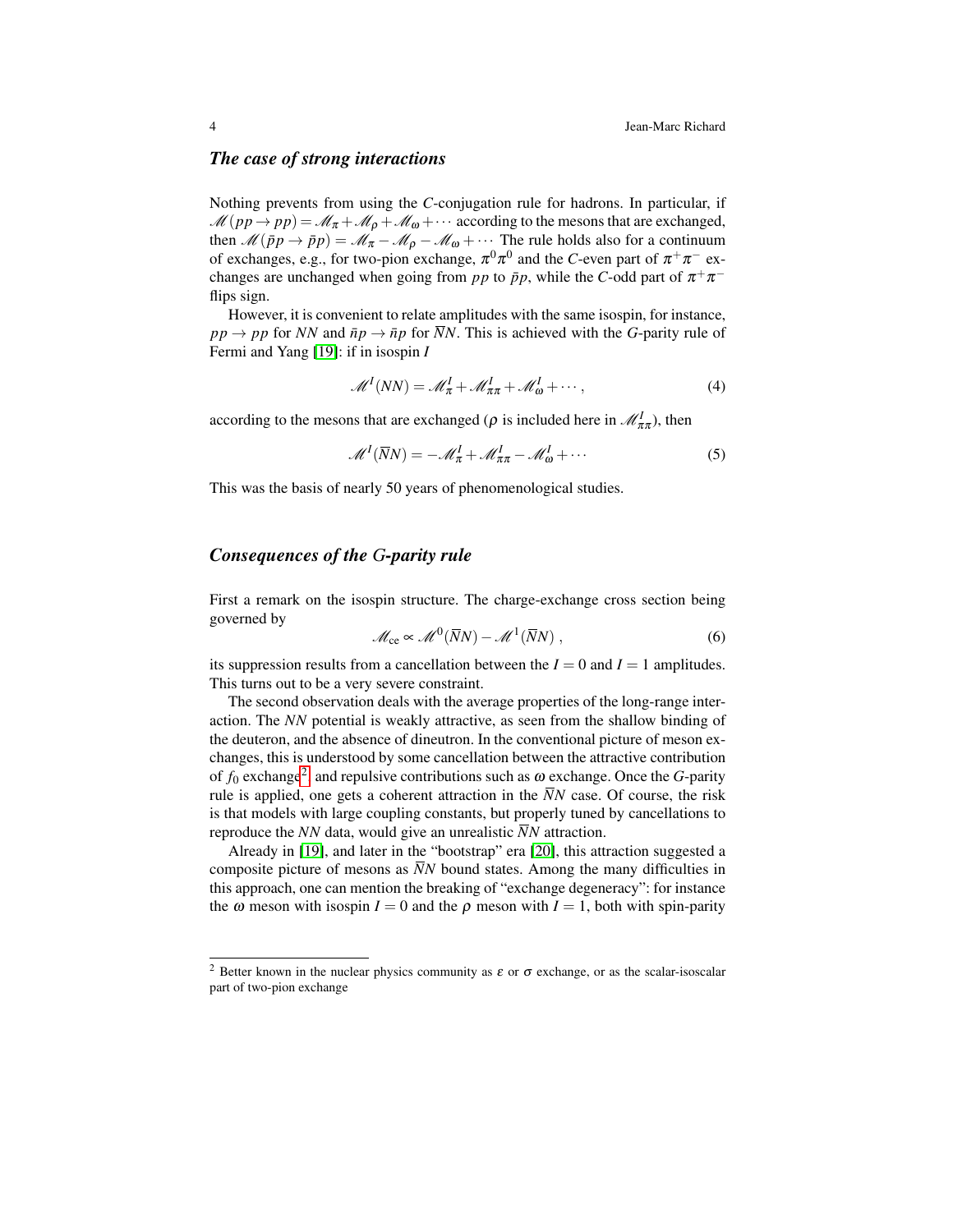### *The case of strong interactions*

Nothing prevents from using the $C$-conjugation rule for hadrons. In particular, if $\mathscr{M}(pp \to pp) = \mathscr{M}_\pi + \mathscr{M}_\rho + \mathscr{M}_\omega + \cdots$ according to the mesons that are exchanged, then $\mathscr{M}(\bar{p}p \to \bar{p}p) = \mathscr{M}_\pi - \mathscr{M}_\rho - \mathscr{M}_\omega + \cdots$ The rule holds also for a continuum of exchanges, e.g., for two-pion exchange, $\pi^0\pi^0$ and the $C$-even part of $\pi^+\pi^-$ exchanges are unchanged when going from $pp$ to $\bar{p}p$, while the $C$-odd part of $\pi^+\pi^-$ flips sign.

However, it is convenient to relate amplitudes with the same isospin, for instance, $pp \to pp$ for $NN$ and $\bar{n}p \to \bar{n}p$ for $\overline{N}N$. This is achieved with the $G$-parity rule of Fermi and Yang [19]: if in isospin $I$

$$\mathscr{M}^I(NN) = \mathscr{M}^I_\pi + \mathscr{M}^I_{\pi\pi} + \mathscr{M}^I_\omega + \cdots, \tag{4}$$

according to the mesons that are exchanged ($\rho$ is included here in $\mathscr{M}^I_{\pi\pi}$), then

$$\mathscr{M}^I(\overline{N}N) = -\mathscr{M}^I_\pi + \mathscr{M}^I_{\pi\pi} - \mathscr{M}^I_\omega + \cdots \tag{5}$$

This was the basis of nearly 50 years of phenomenological studies.

### *Consequences of the G-parity rule*

First a remark on the isospin structure. The charge-exchange cross section being governed by

$$\mathscr{M}_{\text{ce}} \propto \mathscr{M}^0(\overline{N}N) - \mathscr{M}^1(\overline{N}N)\,, \tag{6}$$

its suppression results from a cancellation between the $I = 0$ and $I = 1$ amplitudes. This turns out to be a very severe constraint.

The second observation deals with the average properties of the long-range interaction. The $NN$ potential is weakly attractive, as seen from the shallow binding of the deuteron, and the absence of dineutron. In the conventional picture of meson exchanges, this is understood by some cancellation between the attractive contribution of $f_0$ exchange[2] and repulsive contributions such as $\omega$ exchange. Once the $G$-parity rule is applied, one gets a coherent attraction in the $\overline{N}N$ case. Of course, the risk is that models with large coupling constants, but properly tuned by cancellations to reproduce the $NN$ data, would give an unrealistic $\overline{N}N$ attraction.

Already in [19], and later in the "bootstrap" era [20], this attraction suggested a composite picture of mesons as $\overline{N}N$ bound states. Among the many difficulties in this approach, one can mention the breaking of "exchange degeneracy": for instance the $\omega$ meson with isospin $I = 0$ and the $\rho$ meson with $I = 1$, both with spin-parity

---

[2] Better known in the nuclear physics community as $\varepsilon$ or $\sigma$ exchange, or as the scalar-isoscalar part of two-pion exchange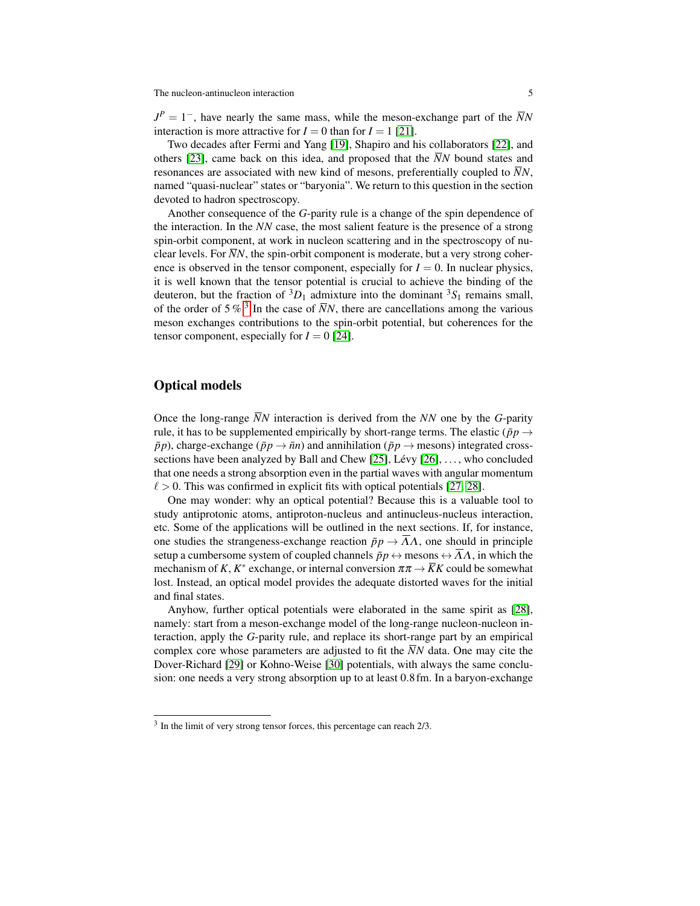$J^P = 1^-$, have nearly the same mass, while the meson-exchange part of the $\overline{N}N$ interaction is more attractive for $I = 0$ than for $I = 1$ [21].

Two decades after Fermi and Yang [19], Shapiro and his collaborators [22], and others [23], came back on this idea, and proposed that the $\overline{N}N$ bound states and resonances are associated with new kind of mesons, preferentially coupled to $\overline{N}N$, named "quasi-nuclear" states or "baryonia". We return to this question in the section devoted to hadron spectroscopy.

Another consequence of the $G$-parity rule is a change of the spin dependence of the interaction. In the $NN$ case, the most salient feature is the presence of a strong spin-orbit component, at work in nucleon scattering and in the spectroscopy of nuclear levels. For $\overline{N}N$, the spin-orbit component is moderate, but a very strong coherence is observed in the tensor component, especially for $I = 0$. In nuclear physics, it is well known that the tensor potential is crucial to achieve the binding of the deuteron, but the fraction of ${}^3D_1$ admixture into the dominant ${}^3S_1$ remains small, of the order of 5 %.[3] In the case of $\overline{N}N$, there are cancellations among the various meson exchanges contributions to the spin-orbit potential, but coherences for the tensor component, especially for $I = 0$ [24].

## Optical models

Once the long-range $\overline{N}N$ interaction is derived from the $NN$ one by the $G$-parity rule, it has to be supplemented empirically by short-range terms. The elastic ($\bar{p}p \to \bar{p}p$), charge-exchange ($\bar{p}p \to \bar{n}n$) and annihilation ($\bar{p}p \to$ mesons) integrated cross-sections have been analyzed by Ball and Chew [25], Lévy [26], ..., who concluded that one needs a strong absorption even in the partial waves with angular momentum $\ell > 0$. This was confirmed in explicit fits with optical potentials [27, 28].

One may wonder: why an optical potential? Because this is a valuable tool to study antiprotonic atoms, antiproton-nucleus and antinucleus-nucleus interaction, etc. Some of the applications will be outlined in the next sections. If, for instance, one studies the strangeness-exchange reaction $\bar{p}p \to \overline{\Lambda}\Lambda$, one should in principle setup a cumbersome system of coupled channels $\bar{p}p \leftrightarrow$ mesons $\leftrightarrow \overline{\Lambda}\Lambda$, in which the mechanism of $K$, $K^*$ exchange, or internal conversion $\pi\pi \to \overline{K}K$ could be somewhat lost. Instead, an optical model provides the adequate distorted waves for the initial and final states.

Anyhow, further optical potentials were elaborated in the same spirit as [28], namely: start from a meson-exchange model of the long-range nucleon-nucleon interaction, apply the $G$-parity rule, and replace its short-range part by an empirical complex core whose parameters are adjusted to fit the $\overline{N}N$ data. One may cite the Dover-Richard [29] or Kohno-Weise [30] potentials, with always the same conclusion: one needs a very strong absorption up to at least 0.8 fm. In a baryon-exchange

[3] In the limit of very strong tensor forces, this percentage can reach 2/3.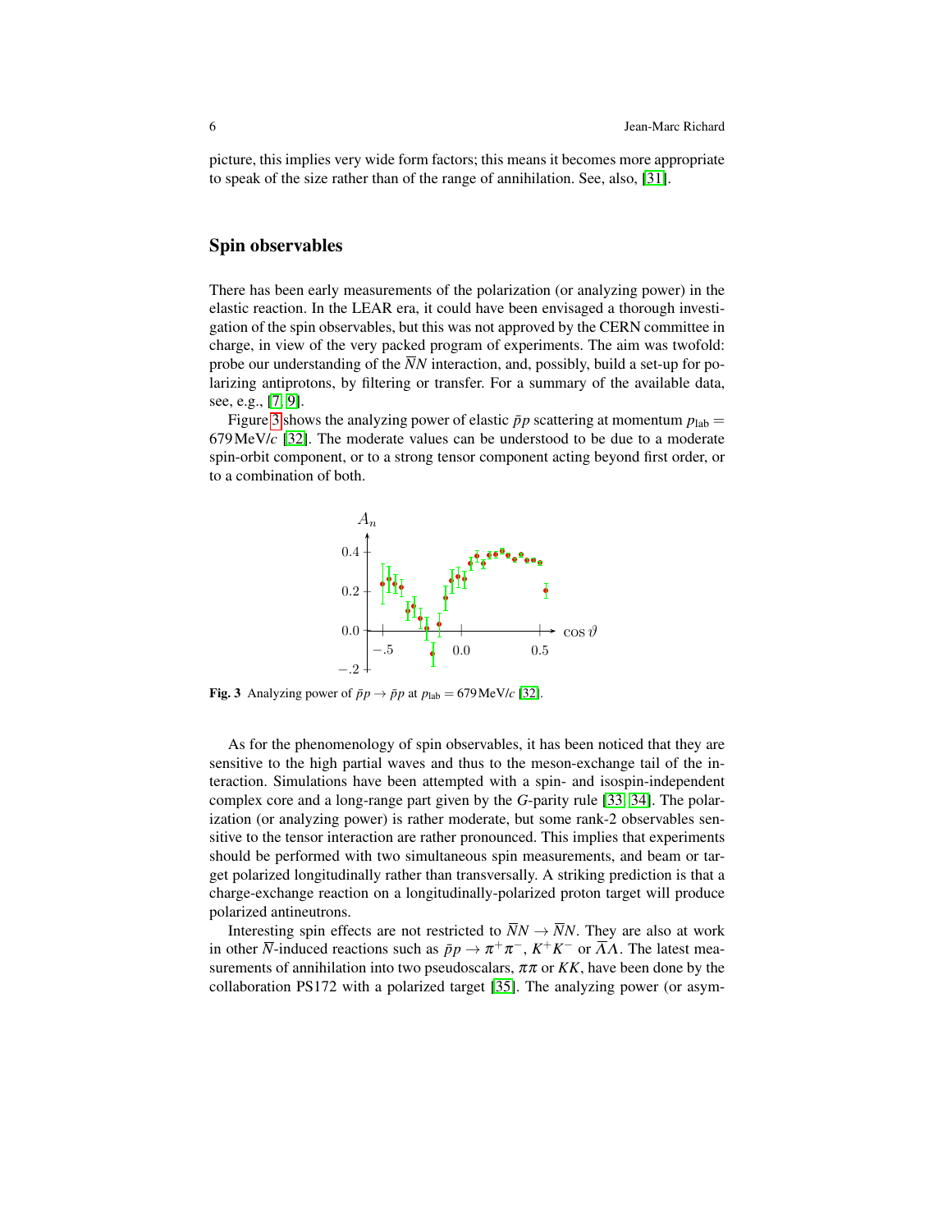picture, this implies very wide form factors; this means it becomes more appropriate to speak of the size rather than of the range of annihilation. See, also, [31].

## Spin observables

There has been early measurements of the polarization (or analyzing power) in the elastic reaction. In the LEAR era, it could have been envisaged a thorough investigation of the spin observables, but this was not approved by the CERN committee in charge, in view of the very packed program of experiments. The aim was twofold: probe our understanding of the $\overline{N}N$ interaction, and, possibly, build a set-up for polarizing antiprotons, by filtering or transfer. For a summary of the available data, see, e.g., [7, 9].

Figure 3 shows the analyzing power of elastic $\bar{p}p$ scattering at momentum $p_{\text{lab}} = 679\,\text{MeV}/c$ [32]. The moderate values can be understood to be due to a moderate spin-orbit component, or to a strong tensor component acting beyond first order, or to a combination of both.

**Fig. 3** Analyzing power of $\bar{p}p \to \bar{p}p$ at $p_{\text{lab}} = 679\,\text{MeV}/c$ [32].

As for the phenomenology of spin observables, it has been noticed that they are sensitive to the high partial waves and thus to the meson-exchange tail of the interaction. Simulations have been attempted with a spin- and isospin-independent complex core and a long-range part given by the *G*-parity rule [33, 34]. The polarization (or analyzing power) is rather moderate, but some rank-2 observables sensitive to the tensor interaction are rather pronounced. This implies that experiments should be performed with two simultaneous spin measurements, and beam or target polarized longitudinally rather than transversally. A striking prediction is that a charge-exchange reaction on a longitudinally-polarized proton target will produce polarized antineutrons.

Interesting spin effects are not restricted to $\overline{N}N \to \overline{N}N$. They are also at work in other $\overline{N}$-induced reactions such as $\bar{p}p \to \pi^+\pi^-$, $K^+K^-$ or $\overline{\Lambda}\Lambda$. The latest measurements of annihilation into two pseudoscalars, $\pi\pi$ or $KK$, have been done by the collaboration PS172 with a polarized target [35]. The analyzing power (or asym-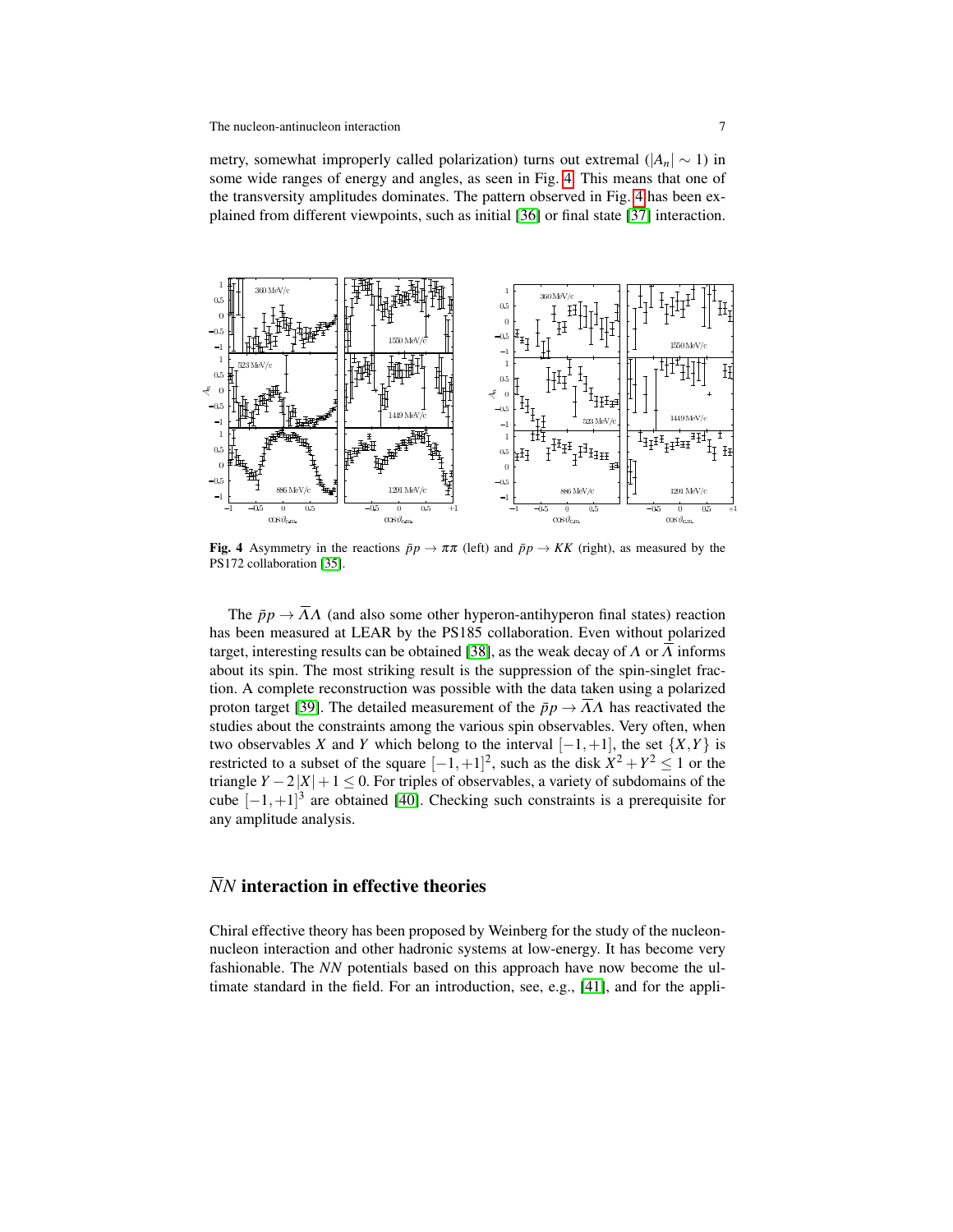metry, somewhat improperly called polarization) turns out extremal ($|A_n| \sim 1$) in some wide ranges of energy and angles, as seen in Fig. 4. This means that one of the transversity amplitudes dominates. The pattern observed in Fig. 4 has been explained from different viewpoints, such as initial [36] or final state [37] interaction.

**Fig. 4** Asymmetry in the reactions $\bar{p}p \to \pi\pi$ (left) and $\bar{p}p \to KK$ (right), as measured by the PS172 collaboration [35].

The $\bar{p}p \to \overline{\Lambda}\Lambda$ (and also some other hyperon-antihyperon final states) reaction has been measured at LEAR by the PS185 collaboration. Even without polarized target, interesting results can be obtained [38], as the weak decay of $\Lambda$ or $\overline{\Lambda}$ informs about its spin. The most striking result is the suppression of the spin-singlet fraction. A complete reconstruction was possible with the data taken using a polarized proton target [39]. The detailed measurement of the $\bar{p}p \to \overline{\Lambda}\Lambda$ has reactivated the studies about the constraints among the various spin observables. Very often, when two observables $X$ and $Y$ which belong to the interval $[-1,+1]$, the set $\{X,Y\}$ is restricted to a subset of the square $[-1,+1]^2$, such as the disk $X^2+Y^2 \le 1$ or the triangle $Y - 2|X| + 1 \le 0$. For triples of observables, a variety of subdomains of the cube $[-1,+1]^3$ are obtained [40]. Checking such constraints is a prerequisite for any amplitude analysis.

## $\overline{N}N$ interaction in effective theories

Chiral effective theory has been proposed by Weinberg for the study of the nucleon-nucleon interaction and other hadronic systems at low-energy. It has become very fashionable. The *NN* potentials based on this approach have now become the ultimate standard in the field. For an introduction, see, e.g., [41], and for the appli-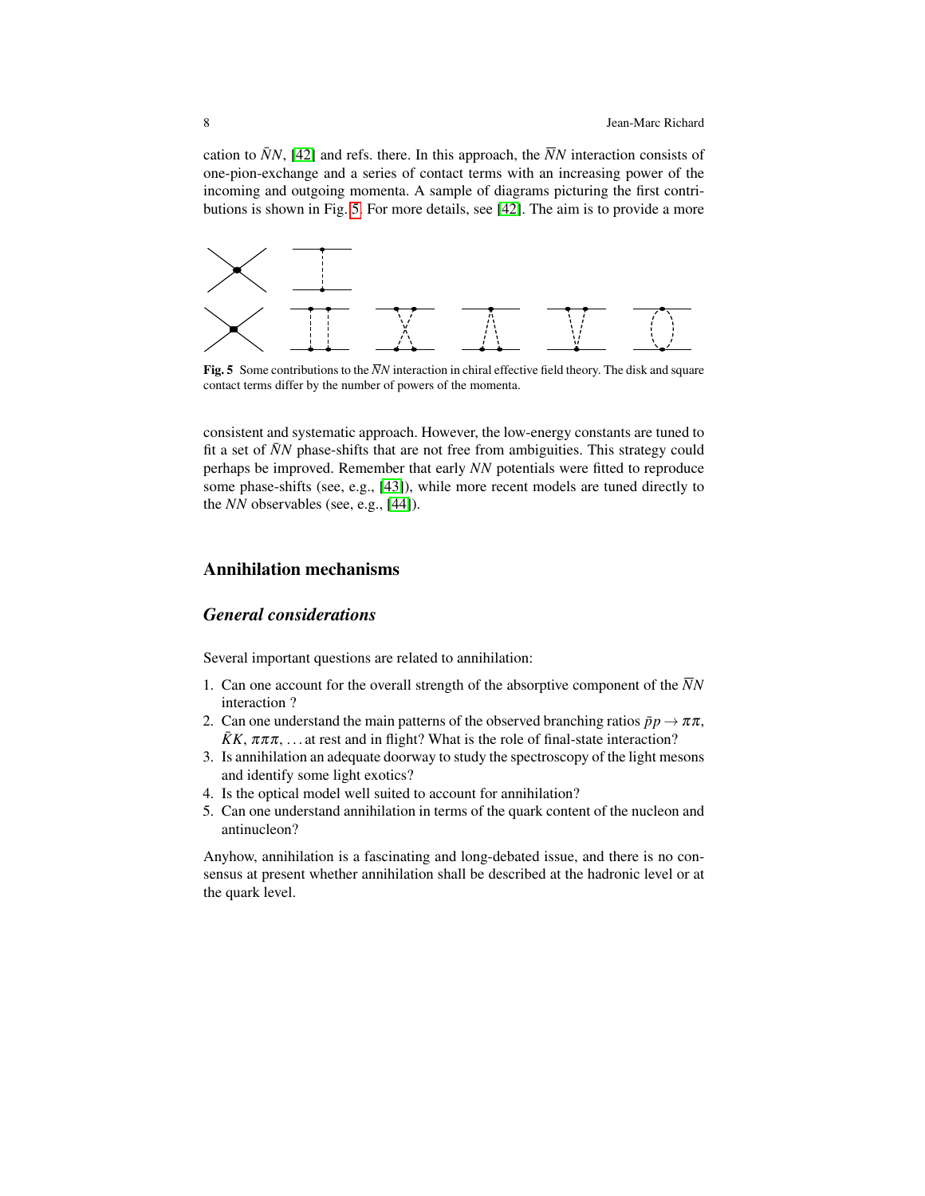cation to $\bar{N}N$, [42] and refs. there. In this approach, the $\overline{N}N$ interaction consists of one-pion-exchange and a series of contact terms with an increasing power of the incoming and outgoing momenta. A sample of diagrams picturing the first contributions is shown in Fig. 5. For more details, see [42]. The aim is to provide a more

**Fig. 5** Some contributions to the $\overline{N}N$ interaction in chiral effective field theory. The disk and square contact terms differ by the number of powers of the momenta.

consistent and systematic approach. However, the low-energy constants are tuned to fit a set of $\bar{N}N$ phase-shifts that are not free from ambiguities. This strategy could perhaps be improved. Remember that early *NN* potentials were fitted to reproduce some phase-shifts (see, e.g., [43]), while more recent models are tuned directly to the *NN* observables (see, e.g., [44]).

## Annihilation mechanisms

### *General considerations*

Several important questions are related to annihilation:

1. Can one account for the overall strength of the absorptive component of the $\overline{N}N$ interaction ?
2. Can one understand the main patterns of the observed branching ratios $\bar{p}p \to \pi\pi$, $\bar{K}K$, $\pi\pi\pi$, ... at rest and in flight? What is the role of final-state interaction?
3. Is annihilation an adequate doorway to study the spectroscopy of the light mesons and identify some light exotics?
4. Is the optical model well suited to account for annihilation?
5. Can one understand annihilation in terms of the quark content of the nucleon and antinucleon?

Anyhow, annihilation is a fascinating and long-debated issue, and there is no consensus at present whether annihilation shall be described at the hadronic level or at the quark level.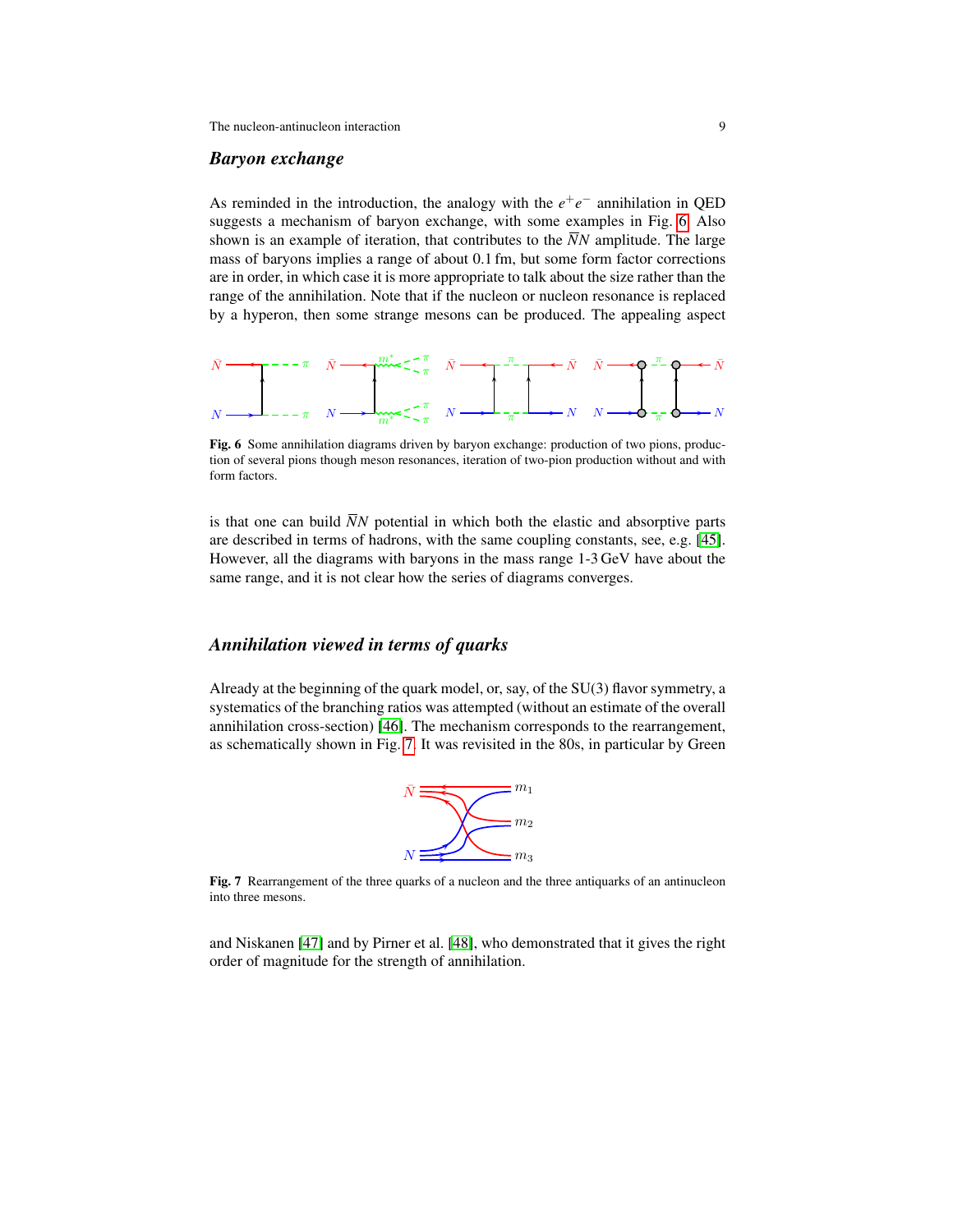### *Baryon exchange*

As reminded in the introduction, the analogy with the $e^+e^-$ annihilation in QED suggests a mechanism of baryon exchange, with some examples in Fig. 6. Also shown is an example of iteration, that contributes to the $\overline{N}N$ amplitude. The large mass of baryons implies a range of about 0.1 fm, but some form factor corrections are in order, in which case it is more appropriate to talk about the size rather than the range of the annihilation. Note that if the nucleon or nucleon resonance is replaced by a hyperon, then some strange mesons can be produced. The appealing aspect is that one can build $\overline{N}N$ potential in which both the elastic and absorptive parts are described in terms of hadrons, with the same coupling constants, see, e.g. [45]. However, all the diagrams with baryons in the mass range 1-3 GeV have about the same range, and it is not clear how the series of diagrams converges.

**Fig. 6** Some annihilation diagrams driven by baryon exchange: production of two pions, production of several pions though meson resonances, iteration of two-pion production without and with form factors.

### *Annihilation viewed in terms of quarks*

Already at the beginning of the quark model, or, say, of the SU(3) flavor symmetry, a systematics of the branching ratios was attempted (without an estimate of the overall annihilation cross-section) [46]. The mechanism corresponds to the rearrangement, as schematically shown in Fig. 7. It was revisited in the 80s, in particular by Green and Niskanen [47] and by Pirner et al. [48], who demonstrated that it gives the right order of magnitude for the strength of annihilation.

**Fig. 7** Rearrangement of the three quarks of a nucleon and the three antiquarks of an antinucleon into three mesons.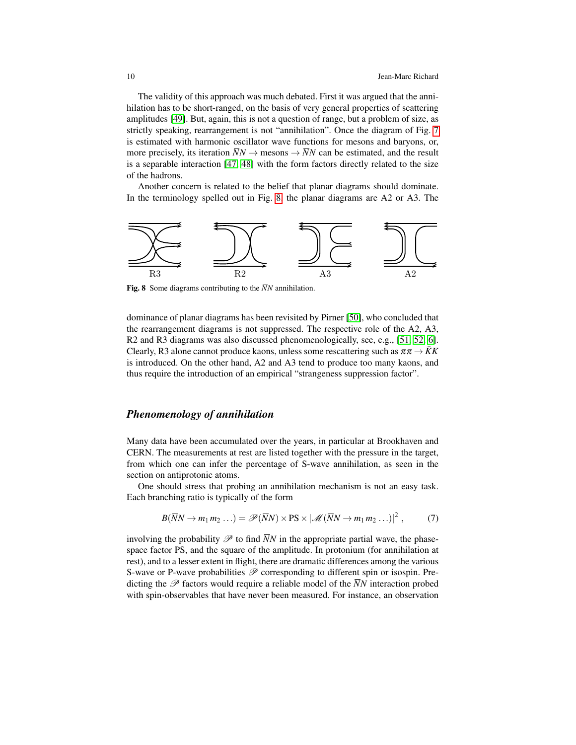The validity of this approach was much debated. First it was argued that the annihilation has to be short-ranged, on the basis of very general properties of scattering amplitudes [49]. But, again, this is not a question of range, but a problem of size, as strictly speaking, rearrangement is not "annihilation". Once the diagram of Fig. 7 is estimated with harmonic oscillator wave functions for mesons and baryons, or, more precisely, its iteration $\overline{N}N \to$ mesons $\to \overline{N}N$ can be estimated, and the result is a separable interaction [47, 48] with the form factors directly related to the size of the hadrons.

Another concern is related to the belief that planar diagrams should dominate. In the terminology spelled out in Fig. 8, the planar diagrams are A2 or A3. The

R3 R2 A3 A2

**Fig. 8** Some diagrams contributing to the $\overline{N}N$ annihilation.

dominance of planar diagrams has been revisited by Pirner [50], who concluded that the rearrangement diagrams is not suppressed. The respective role of the A2, A3, R2 and R3 diagrams was also discussed phenomenologically, see, e.g., [51, 52, 6]. Clearly, R3 alone cannot produce kaons, unless some rescattering such as $\pi\pi \to \bar{K}K$ is introduced. On the other hand, A2 and A3 tend to produce too many kaons, and thus require the introduction of an empirical "strangeness suppression factor".

### *Phenomenology of annihilation*

Many data have been accumulated over the years, in particular at Brookhaven and CERN. The measurements at rest are listed together with the pressure in the target, from which one can infer the percentage of S-wave annihilation, as seen in the section on antiprotonic atoms.

One should stress that probing an annihilation mechanism is not an easy task. Each branching ratio is typically of the form

$$B(\overline{N}N \to m_1\, m_2\, \ldots) = \mathscr{P}(\overline{N}N) \times \mathrm{PS} \times |\mathscr{M}(\overline{N}N \to m_1\, m_2\, \ldots)|^2\;, \tag{7}$$

involving the probability $\mathscr{P}$ to find $\overline{N}N$ in the appropriate partial wave, the phase-space factor PS, and the square of the amplitude. In protonium (for annihilation at rest), and to a lesser extent in flight, there are dramatic differences among the various S-wave or P-wave probabilities $\mathscr{P}$ corresponding to different spin or isospin. Predicting the $\mathscr{P}$ factors would require a reliable model of the $\overline{N}N$ interaction probed with spin-observables that have never been measured. For instance, an observation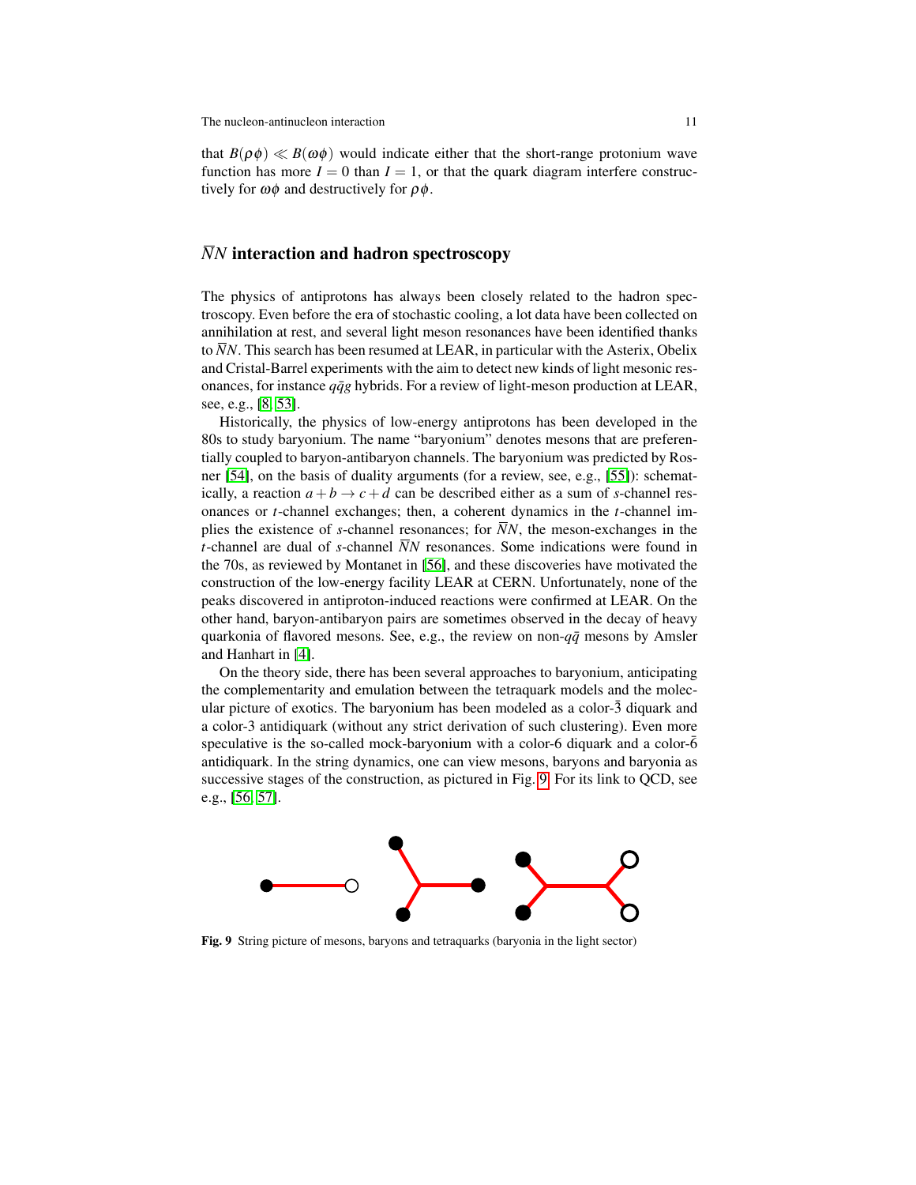that $B(\rho\phi) \ll B(\omega\phi)$ would indicate either that the short-range protonium wave function has more $I = 0$ than $I = 1$, or that the quark diagram interfere constructively for $\omega\phi$ and destructively for $\rho\phi$.

## $\overline{N}N$ interaction and hadron spectroscopy

The physics of antiprotons has always been closely related to the hadron spectroscopy. Even before the era of stochastic cooling, a lot data have been collected on annihilation at rest, and several light meson resonances have been identified thanks to $\overline{N}N$. This search has been resumed at LEAR, in particular with the Asterix, Obelix and Cristal-Barrel experiments with the aim to detect new kinds of light mesonic resonances, for instance $q\bar{q}g$ hybrids. For a review of light-meson production at LEAR, see, e.g., [8, 53].

Historically, the physics of low-energy antiprotons has been developed in the 80s to study baryonium. The name "baryonium" denotes mesons that are preferentially coupled to baryon-antibaryon channels. The baryonium was predicted by Rosner [54], on the basis of duality arguments (for a review, see, e.g., [55]): schematically, a reaction $a + b \to c + d$ can be described either as a sum of $s$-channel resonances or $t$-channel exchanges; then, a coherent dynamics in the $t$-channel implies the existence of $s$-channel resonances; for $\overline{N}N$, the meson-exchanges in the $t$-channel are dual of $s$-channel $\overline{N}N$ resonances. Some indications were found in the 70s, as reviewed by Montanet in [56], and these discoveries have motivated the construction of the low-energy facility LEAR at CERN. Unfortunately, none of the peaks discovered in antiproton-induced reactions were confirmed at LEAR. On the other hand, baryon-antibaryon pairs are sometimes observed in the decay of heavy quarkonia of flavored mesons. See, e.g., the review on non-$q\bar{q}$ mesons by Amsler and Hanhart in [4].

On the theory side, there has been several approaches to baryonium, anticipating the complementarity and emulation between the tetraquark models and the molecular picture of exotics. The baryonium has been modeled as a color-$\bar{3}$ diquark and a color-3 antidiquark (without any strict derivation of such clustering). Even more speculative is the so-called mock-baryonium with a color-6 diquark and a color-$\bar{6}$ antidiquark. In the string dynamics, one can view mesons, baryons and baryonia as successive stages of the construction, as pictured in Fig. 9. For its link to QCD, see e.g., [56, 57].

**Fig. 9** String picture of mesons, baryons and tetraquarks (baryonia in the light sector)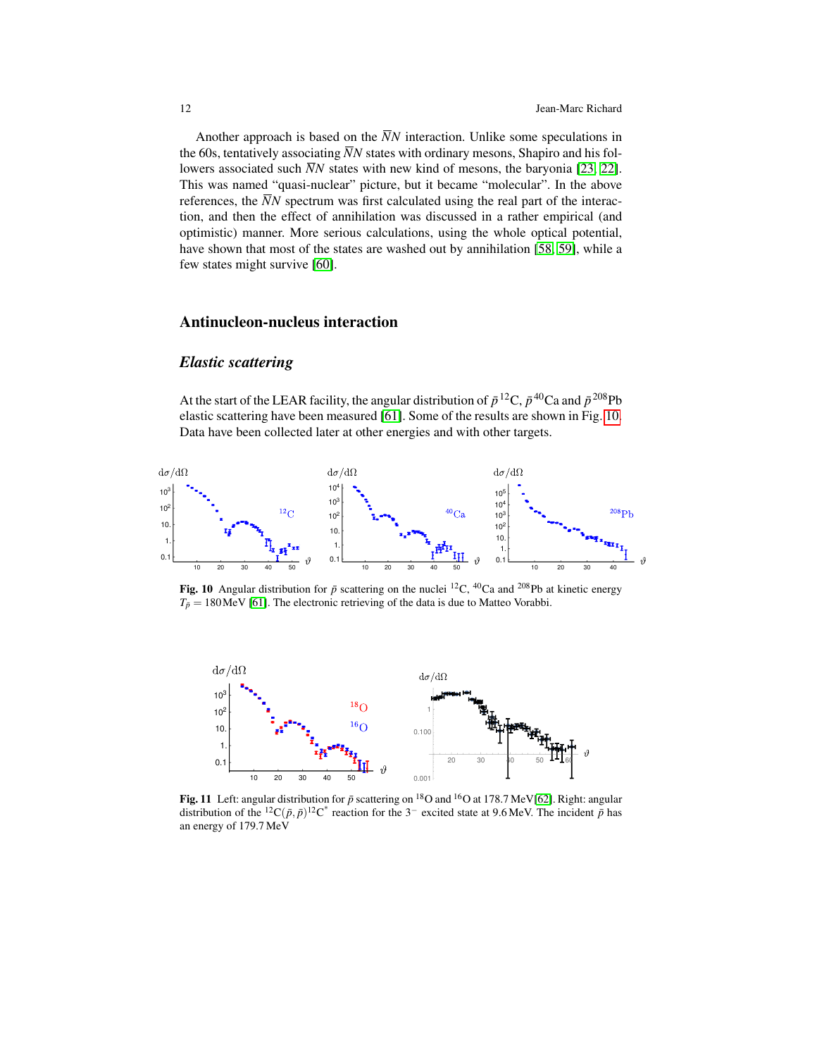Another approach is based on the $\overline{N}N$ interaction. Unlike some speculations in the 60s, tentatively associating $\overline{N}N$ states with ordinary mesons, Shapiro and his followers associated such $\overline{N}N$ states with new kind of mesons, the baryonia [23, 22]. This was named "quasi-nuclear" picture, but it became "molecular". In the above references, the $\overline{N}N$ spectrum was first calculated using the real part of the interaction, and then the effect of annihilation was discussed in a rather empirical (and optimistic) manner. More serious calculations, using the whole optical potential, have shown that most of the states are washed out by annihilation [58, 59], while a few states might survive [60].

## Antinucleon-nucleus interaction

### *Elastic scattering*

At the start of the LEAR facility, the angular distribution of $\bar{p}\,^{12}$C, $\bar{p}\,^{40}$Ca and $\bar{p}\,^{208}$Pb elastic scattering have been measured [61]. Some of the results are shown in Fig. 10. Data have been collected later at other energies and with other targets.

**Fig. 10** Angular distribution for $\bar{p}$ scattering on the nuclei $^{12}$C, $^{40}$Ca and $^{208}$Pb at kinetic energy $T_{\bar{p}} = 180\,$MeV [61]. The electronic retrieving of the data is due to Matteo Vorabbi.

**Fig. 11** Left: angular distribution for $\bar{p}$ scattering on $^{18}$O and $^{16}$O at 178.7 MeV[62]. Right: angular distribution of the $^{12}$C$(\bar{p},\bar{p})^{12}$C$^{*}$ reaction for the $3^{-}$ excited state at 9.6 MeV. The incident $\bar{p}$ has an energy of 179.7 MeV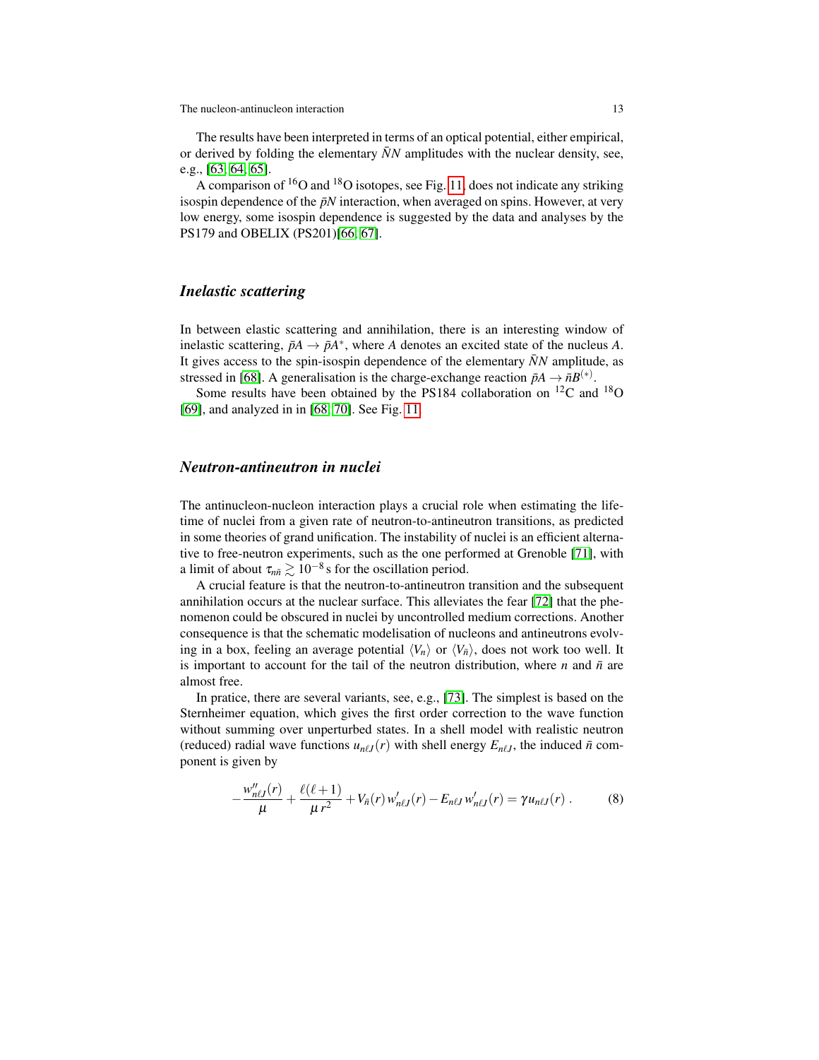The results have been interpreted in terms of an optical potential, either empirical, or derived by folding the elementary $\bar{N}N$ amplitudes with the nuclear density, see, e.g., [63, 64, 65].

A comparison of $^{16}$O and $^{18}$O isotopes, see Fig. 11, does not indicate any striking isospin dependence of the $\bar{p}N$ interaction, when averaged on spins. However, at very low energy, some isospin dependence is suggested by the data and analyses by the PS179 and OBELIX (PS201)[66, 67].

### *Inelastic scattering*

In between elastic scattering and annihilation, there is an interesting window of inelastic scattering, $\bar{p}A \to \bar{p}A^*$, where $A$ denotes an excited state of the nucleus $A$. It gives access to the spin-isospin dependence of the elementary $\bar{N}N$ amplitude, as stressed in [68]. A generalisation is the charge-exchange reaction $\bar{p}A \to \bar{n}B^{(*)}$.

Some results have been obtained by the PS184 collaboration on $^{12}$C and $^{18}$O [69], and analyzed in in [68, 70]. See Fig. 11.

### *Neutron-antineutron in nuclei*

The antinucleon-nucleon interaction plays a crucial role when estimating the lifetime of nuclei from a given rate of neutron-to-antineutron transitions, as predicted in some theories of grand unification. The instability of nuclei is an efficient alternative to free-neutron experiments, such as the one performed at Grenoble [71], with a limit of about $\tau_{n\bar{n}} \gtrsim 10^{-8}$ s for the oscillation period.

A crucial feature is that the neutron-to-antineutron transition and the subsequent annihilation occurs at the nuclear surface. This alleviates the fear [72] that the phenomenon could be obscured in nuclei by uncontrolled medium corrections. Another consequence is that the schematic modelisation of nucleons and antineutrons evolving in a box, feeling an average potential $\langle V_n \rangle$ or $\langle V_{\bar{n}} \rangle$, does not work too well. It is important to account for the tail of the neutron distribution, where $n$ and $\bar{n}$ are almost free.

In pratice, there are several variants, see, e.g., [73]. The simplest is based on the Sternheimer equation, which gives the first order correction to the wave function without summing over unperturbed states. In a shell model with realistic neutron (reduced) radial wave functions $u_{n\ell J}(r)$ with shell energy $E_{n\ell J}$, the induced $\bar{n}$ component is given by

$$-\frac{w''_{n\ell J}(r)}{\mu} + \frac{\ell(\ell+1)}{\mu\, r^2} + V_{\bar{n}}(r)\, w'_{n\ell J}(r) - E_{n\ell J}\, w'_{n\ell J}(r) = \gamma u_{n\ell J}(r)\ . \tag{8}$$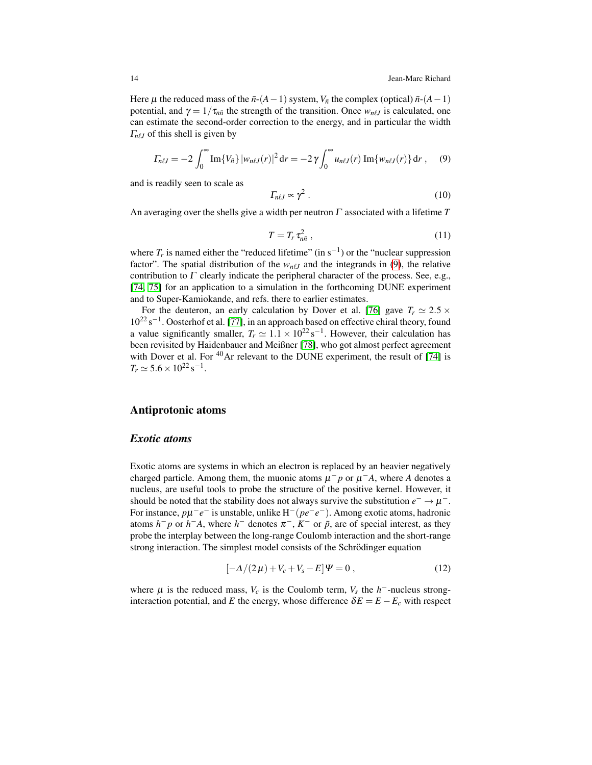Here $\mu$ the reduced mass of the $\bar{n}$-$(A-1)$ system, $V_{\bar{n}}$ the complex (optical) $\bar{n}$-$(A-1)$ potential, and $\gamma = 1/\tau_{n\bar{n}}$ the strength of the transition. Once $w_{n\ell J}$ is calculated, one can estimate the second-order correction to the energy, and in particular the width $\Gamma_{n\ell J}$ of this shell is given by

$$\Gamma_{n\ell J} = -2\int_0^\infty \mathrm{Im}\{V_{\bar{n}}\}\,|w_{n\ell J}(r)|^2\,\mathrm{d}r = -2\,\gamma\int_0^\infty u_{n\ell J}(r)\,\mathrm{Im}\{w_{n\ell J}(r)\}\,\mathrm{d}r\;, \quad (9)$$

and is readily seen to scale as

$$\Gamma_{n\ell J} \propto \gamma^2\;. \quad (10)$$

An averaging over the shells give a width per neutron $\Gamma$ associated with a lifetime $T$

$$T = T_r\,\tau_{n\bar{n}}^2\;, \quad (11)$$

where $T_r$ is named either the "reduced lifetime" (in $\mathrm{s}^{-1}$) or the "nuclear suppression factor". The spatial distribution of the $w_{n\ell J}$ and the integrands in (9), the relative contribution to $\Gamma$ clearly indicate the peripheral character of the process. See, e.g., [74, 75] for an application to a simulation in the forthcoming DUNE experiment and to Super-Kamiokande, and refs. there to earlier estimates.

For the deuteron, an early calculation by Dover et al. [76] gave $T_r \simeq 2.5\times 10^{22}\,\mathrm{s}^{-1}$. Oosterhof et al. [77], in an approach based on effective chiral theory, found a value significantly smaller, $T_r \simeq 1.1\times 10^{22}\,\mathrm{s}^{-1}$. However, their calculation has been revisited by Haidenbauer and Meißner [78], who got almost perfect agreement with Dover et al. For $^{40}$Ar relevant to the DUNE experiment, the result of [74] is $T_r \simeq 5.6\times 10^{22}\,\mathrm{s}^{-1}$.

## Antiprotonic atoms

### *Exotic atoms*

Exotic atoms are systems in which an electron is replaced by an heavier negatively charged particle. Among them, the muonic atoms $\mu^- p$ or $\mu^- A$, where $A$ denotes a nucleus, are useful tools to probe the structure of the positive kernel. However, it should be noted that the stability does not always survive the substitution $e^- \to \mu^-$. For instance, $p\mu^- e^-$ is unstable, unlike $\mathrm{H}^-(pe^-e^-)$. Among exotic atoms, hadronic atoms $h^- p$ or $h^- A$, where $h^-$ denotes $\pi^-$, $K^-$ or $\bar{p}$, are of special interest, as they probe the interplay between the long-range Coulomb interaction and the short-range strong interaction. The simplest model consists of the Schrödinger equation

$$[-\Delta/(2\mu) + V_c + V_s - E]\,\Psi = 0\;, \quad (12)$$

where $\mu$ is the reduced mass, $V_c$ is the Coulomb term, $V_s$ the $h^-$-nucleus strong-interaction potential, and $E$ the energy, whose difference $\delta E = E - E_c$ with respect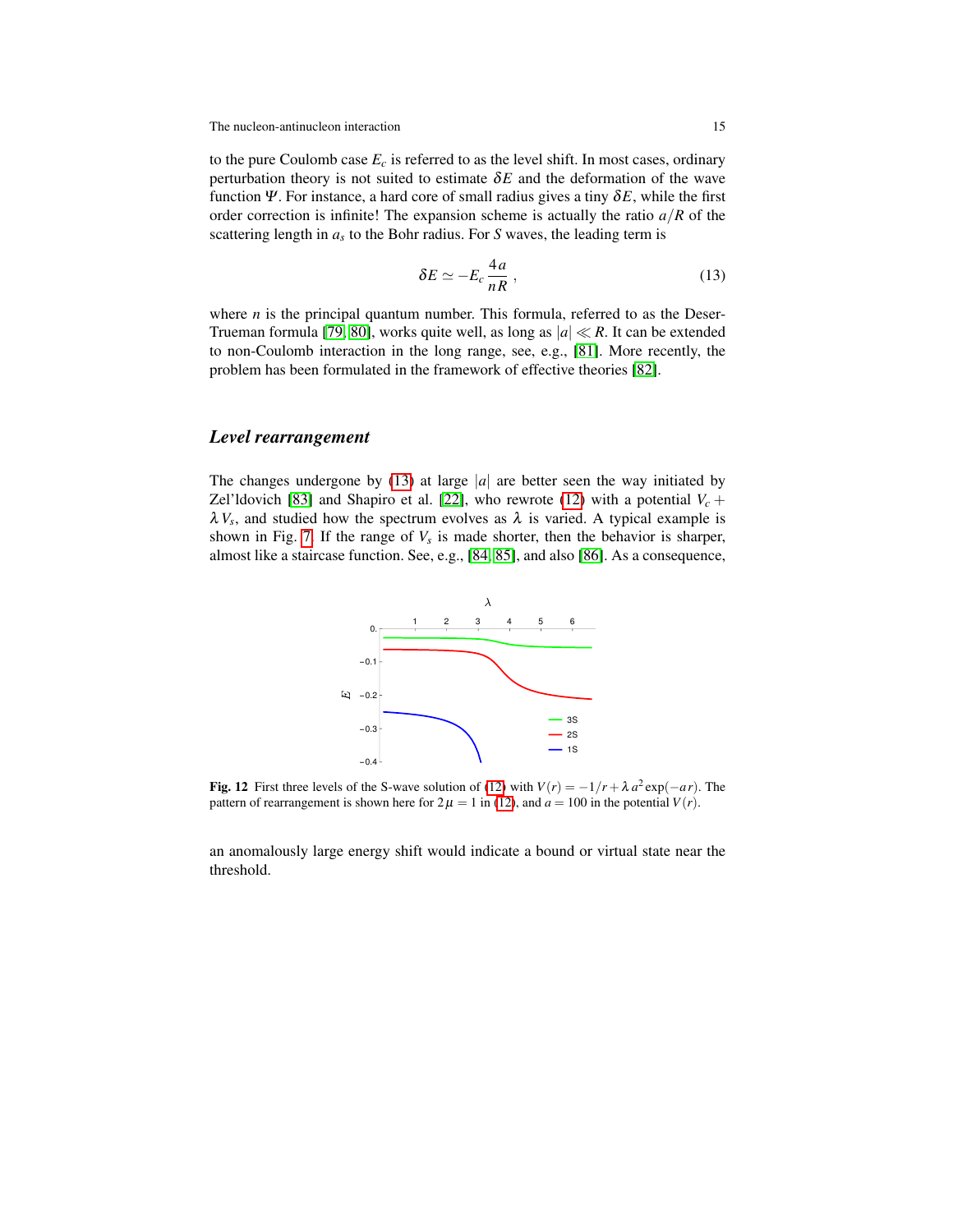to the pure Coulomb case $E_c$ is referred to as the level shift. In most cases, ordinary perturbation theory is not suited to estimate $\delta E$ and the deformation of the wave function $\Psi$. For instance, a hard core of small radius gives a tiny $\delta E$, while the first order correction is infinite! The expansion scheme is actually the ratio $a/R$ of the scattering length in $a_s$ to the Bohr radius. For $S$ waves, the leading term is

$$\delta E \simeq -E_c \frac{4\,a}{n\,R} \,, \tag{13}$$

where $n$ is the principal quantum number. This formula, referred to as the Deser-Trueman formula [79, 80], works quite well, as long as $|a| \ll R$. It can be extended to non-Coulomb interaction in the long range, see, e.g., [81]. More recently, the problem has been formulated in the framework of effective theories [82].

### *Level rearrangement*

The changes undergone by (13) at large $|a|$ are better seen the way initiated by Zel'ldovich [83] and Shapiro et al. [22], who rewrote (12) with a potential $V_c + \lambda\, V_s$, and studied how the spectrum evolves as $\lambda$ is varied. A typical example is shown in Fig. 7. If the range of $V_s$ is made shorter, then the behavior is sharper, almost like a staircase function. See, e.g., [84, 85], and also [86]. As a consequence, an anomalously large energy shift would indicate a bound or virtual state near the threshold.

**Fig. 12** First three levels of the S-wave solution of (12) with $V(r) = -1/r + \lambda\, a^2 \exp(-a\, r)$. The pattern of rearrangement is shown here for $2\,\mu = 1$ in (12), and $a = 100$ in the potential $V(r)$.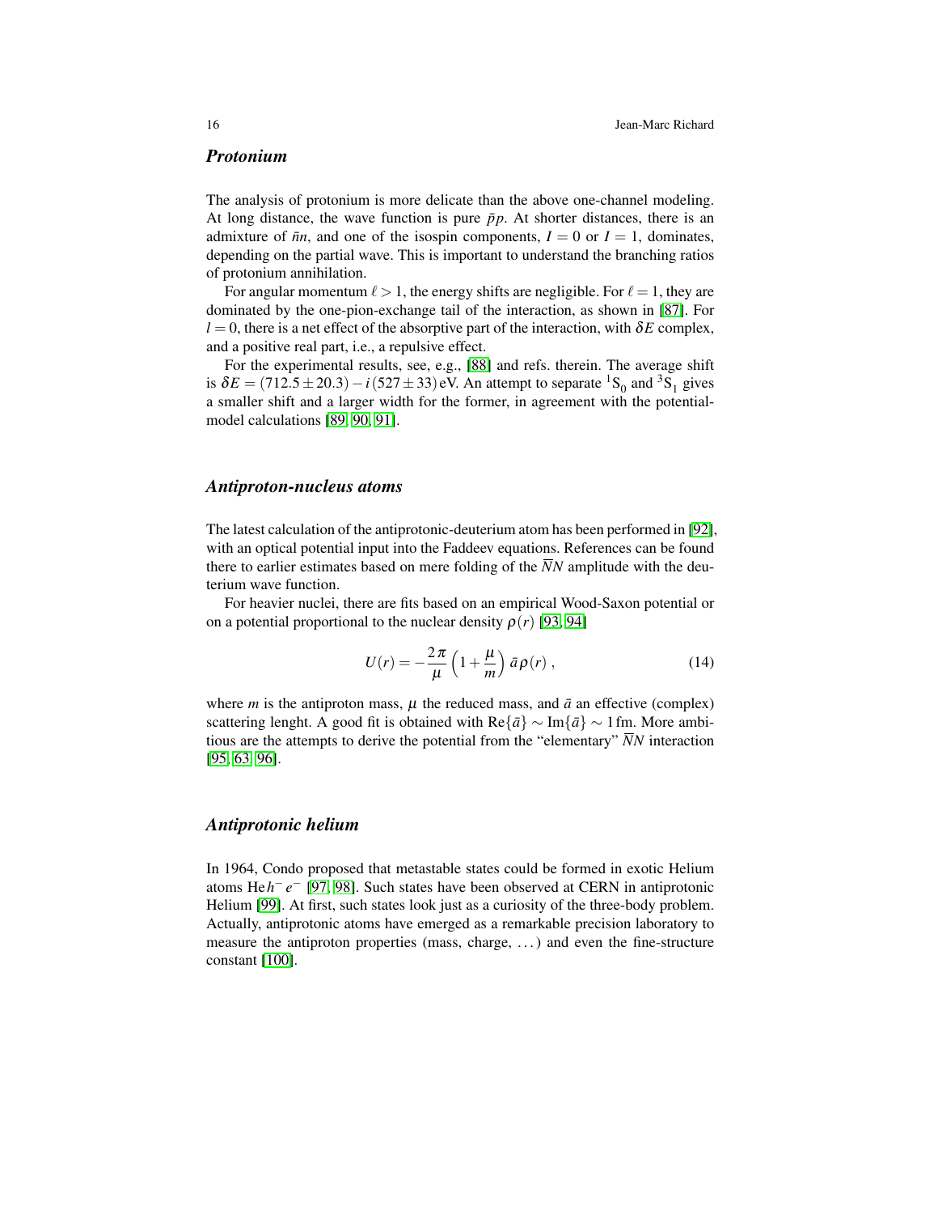### *Protonium*

The analysis of protonium is more delicate than the above one-channel modeling. At long distance, the wave function is pure $\bar{p}p$. At shorter distances, there is an admixture of $\bar{n}n$, and one of the isospin components, $I = 0$ or $I = 1$, dominates, depending on the partial wave. This is important to understand the branching ratios of protonium annihilation.

For angular momentum $\ell > 1$, the energy shifts are negligible. For $\ell = 1$, they are dominated by the one-pion-exchange tail of the interaction, as shown in [87]. For $l = 0$, there is a net effect of the absorptive part of the interaction, with $\delta E$ complex, and a positive real part, i.e., a repulsive effect.

For the experimental results, see, e.g., [88] and refs. therein. The average shift is $\delta E = (712.5 \pm 20.3) - i\,(527 \pm 33)\,\text{eV}$. An attempt to separate ${}^1\text{S}_0$ and ${}^3\text{S}_1$ gives a smaller shift and a larger width for the former, in agreement with the potential-model calculations [89, 90, 91].

### *Antiproton-nucleus atoms*

The latest calculation of the antiprotonic-deuterium atom has been performed in [92], with an optical potential input into the Faddeev equations. References can be found there to earlier estimates based on mere folding of the $\overline{N}N$ amplitude with the deuterium wave function.

For heavier nuclei, there are fits based on an empirical Wood-Saxon potential or on a potential proportional to the nuclear density $\rho(r)$ [93, 94]

$$U(r) = -\frac{2\pi}{\mu}\left(1 + \frac{\mu}{m}\right)\bar{a}\,\rho(r)\,, \tag{14}$$

where $m$ is the antiproton mass, $\mu$ the reduced mass, and $\bar{a}$ an effective (complex) scattering lenght. A good fit is obtained with $\text{Re}\{\bar{a}\} \sim \text{Im}\{\bar{a}\} \sim 1\,\text{fm}$. More ambitious are the attempts to derive the potential from the "elementary" $\overline{N}N$ interaction [95, 63, 96].

### *Antiprotonic helium*

In 1964, Condo proposed that metastable states could be formed in exotic Helium atoms $\text{He}\,h^-\,e^-$ [97, 98]. Such states have been observed at CERN in antiprotonic Helium [99]. At first, such states look just as a curiosity of the three-body problem. Actually, antiprotonic atoms have emerged as a remarkable precision laboratory to measure the antiproton properties (mass, charge, ...) and even the fine-structure constant [100].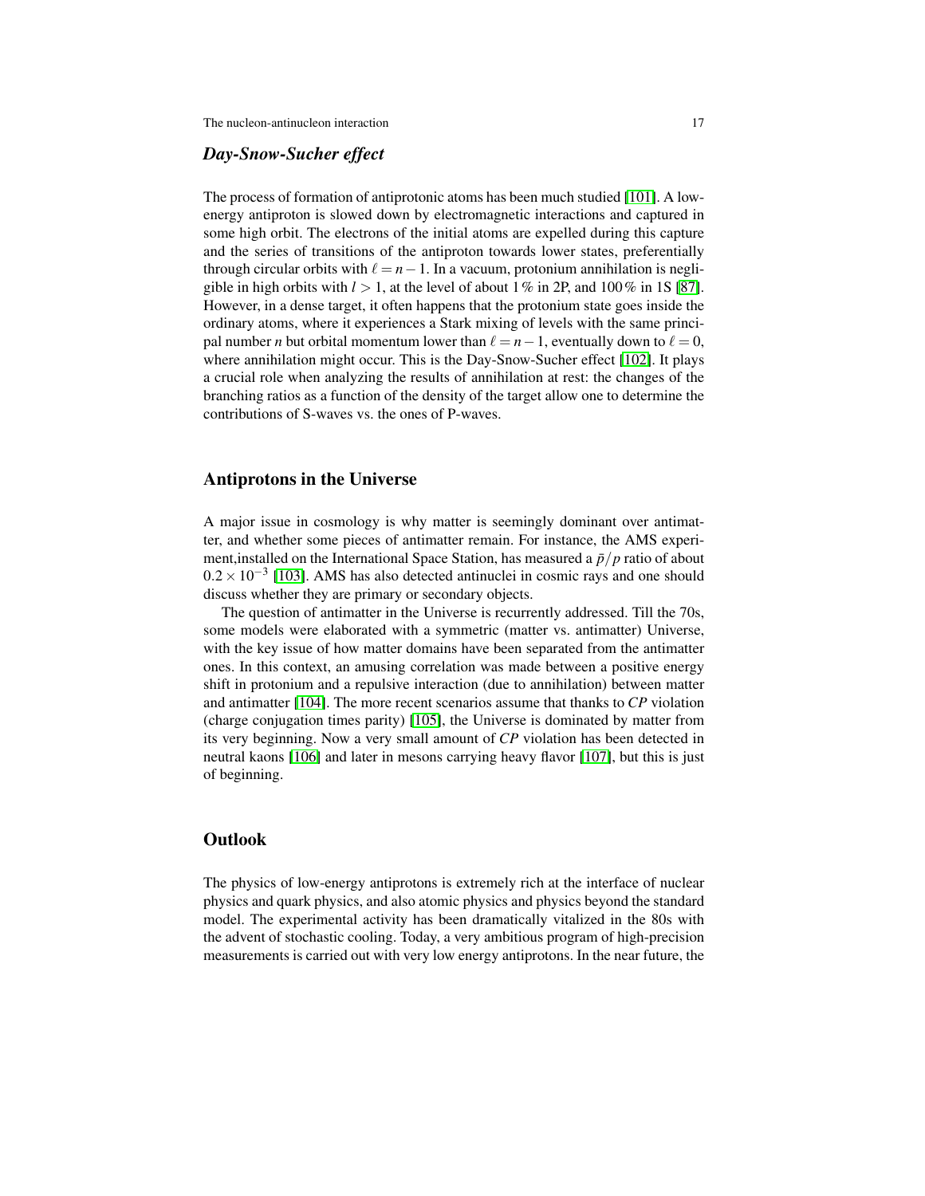### *Day-Snow-Sucher effect*

The process of formation of antiprotonic atoms has been much studied [101]. A low-energy antiproton is slowed down by electromagnetic interactions and captured in some high orbit. The electrons of the initial atoms are expelled during this capture and the series of transitions of the antiproton towards lower states, preferentially through circular orbits with $\ell = n-1$. In a vacuum, protonium annihilation is negligible in high orbits with $l > 1$, at the level of about 1 % in 2P, and 100 % in 1S [87]. However, in a dense target, it often happens that the protonium state goes inside the ordinary atoms, where it experiences a Stark mixing of levels with the same principal number $n$ but orbital momentum lower than $\ell = n-1$, eventually down to $\ell = 0$, where annihilation might occur. This is the Day-Snow-Sucher effect [102]. It plays a crucial role when analyzing the results of annihilation at rest: the changes of the branching ratios as a function of the density of the target allow one to determine the contributions of S-waves vs. the ones of P-waves.

## Antiprotons in the Universe

A major issue in cosmology is why matter is seemingly dominant over antimatter, and whether some pieces of antimatter remain. For instance, the AMS experiment,installed on the International Space Station, has measured a $\bar{p}/p$ ratio of about $0.2 \times 10^{-3}$ [103]. AMS has also detected antinuclei in cosmic rays and one should discuss whether they are primary or secondary objects.

The question of antimatter in the Universe is recurrently addressed. Till the 70s, some models were elaborated with a symmetric (matter vs. antimatter) Universe, with the key issue of how matter domains have been separated from the antimatter ones. In this context, an amusing correlation was made between a positive energy shift in protonium and a repulsive interaction (due to annihilation) between matter and antimatter [104]. The more recent scenarios assume that thanks to *CP* violation (charge conjugation times parity) [105], the Universe is dominated by matter from its very beginning. Now a very small amount of *CP* violation has been detected in neutral kaons [106] and later in mesons carrying heavy flavor [107], but this is just of beginning.

## Outlook

The physics of low-energy antiprotons is extremely rich at the interface of nuclear physics and quark physics, and also atomic physics and physics beyond the standard model. The experimental activity has been dramatically vitalized in the 80s with the advent of stochastic cooling. Today, a very ambitious program of high-precision measurements is carried out with very low energy antiprotons. In the near future, the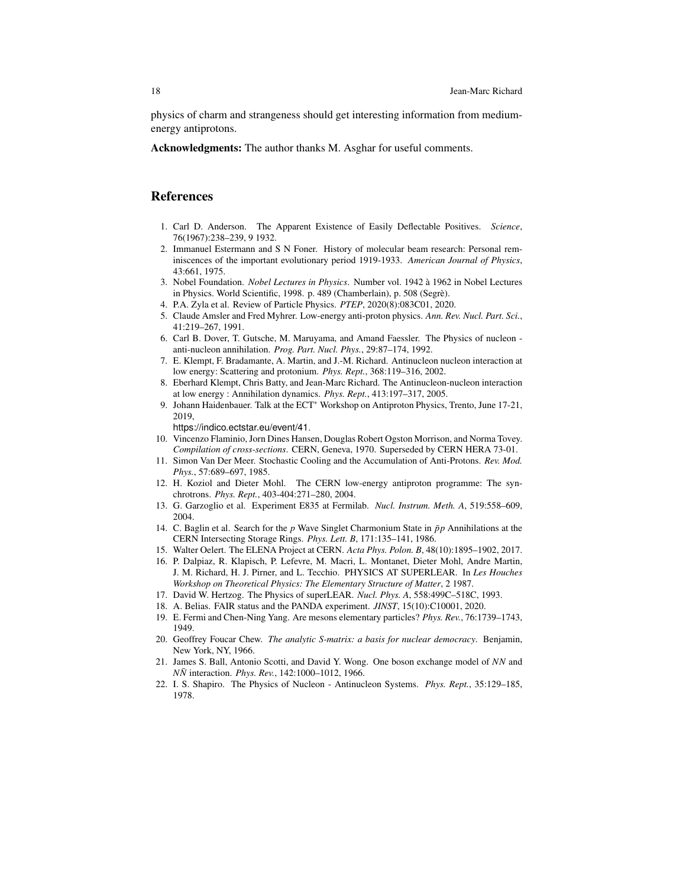physics of charm and strangeness should get interesting information from medium-energy antiprotons.

**Acknowledgments:** The author thanks M. Asghar for useful comments.

## References

1. Carl D. Anderson. The Apparent Existence of Easily Deflectable Positives. *Science*, 76(1967):238–239, 9 1932.
2. Immanuel Estermann and S N Foner. History of molecular beam research: Personal reminiscences of the important evolutionary period 1919-1933. *American Journal of Physics*, 43:661, 1975.
3. Nobel Foundation. *Nobel Lectures in Physics*. Number vol. 1942 à 1962 in Nobel Lectures in Physics. World Scientific, 1998. p. 489 (Chamberlain), p. 508 (Segrè).
4. P.A. Zyla et al. Review of Particle Physics. *PTEP*, 2020(8):083C01, 2020.
5. Claude Amsler and Fred Myhrer. Low-energy anti-proton physics. *Ann. Rev. Nucl. Part. Sci.*, 41:219–267, 1991.
6. Carl B. Dover, T. Gutsche, M. Maruyama, and Amand Faessler. The Physics of nucleon - anti-nucleon annihilation. *Prog. Part. Nucl. Phys.*, 29:87–174, 1992.
7. E. Klempt, F. Bradamante, A. Martin, and J.-M. Richard. Antinucleon nucleon interaction at low energy: Scattering and protonium. *Phys. Rept.*, 368:119–316, 2002.
8. Eberhard Klempt, Chris Batty, and Jean-Marc Richard. The Antinucleon-nucleon interaction at low energy : Annihilation dynamics. *Phys. Rept.*, 413:197–317, 2005.
9. Johann Haidenbauer. Talk at the ECT$^*$ Workshop on Antiproton Physics, Trento, June 17-21, 2019, https://indico.ectstar.eu/event/41.
10. Vincenzo Flaminio, Jorn Dines Hansen, Douglas Robert Ogston Morrison, and Norma Tovey. *Compilation of cross-sections*. CERN, Geneva, 1970. Superseded by CERN HERA 73-01.
11. Simon Van Der Meer. Stochastic Cooling and the Accumulation of Anti-Protons. *Rev. Mod. Phys.*, 57:689–697, 1985.
12. H. Koziol and Dieter Mohl. The CERN low-energy antiproton programme: The synchrotrons. *Phys. Rept.*, 403-404:271–280, 2004.
13. G. Garzoglio et al. Experiment E835 at Fermilab. *Nucl. Instrum. Meth. A*, 519:558–609, 2004.
14. C. Baglin et al. Search for the $p$ Wave Singlet Charmonium State in $\bar{p}p$ Annihilations at the CERN Intersecting Storage Rings. *Phys. Lett. B*, 171:135–141, 1986.
15. Walter Oelert. The ELENA Project at CERN. *Acta Phys. Polon. B*, 48(10):1895–1902, 2017.
16. P. Dalpiaz, R. Klapisch, P. Lefevre, M. Macri, L. Montanet, Dieter Mohl, Andre Martin, J. M. Richard, H. J. Pirner, and L. Tecchio. PHYSICS AT SUPERLEAR. In *Les Houches Workshop on Theoretical Physics: The Elementary Structure of Matter*, 2 1987.
17. David W. Hertzog. The Physics of superLEAR. *Nucl. Phys. A*, 558:499C–518C, 1993.
18. A. Belias. FAIR status and the PANDA experiment. *JINST*, 15(10):C10001, 2020.
19. E. Fermi and Chen-Ning Yang. Are mesons elementary particles? *Phys. Rev.*, 76:1739–1743, 1949.
20. Geoffrey Foucar Chew. *The analytic S-matrix: a basis for nuclear democracy*. Benjamin, New York, NY, 1966.
21. James S. Ball, Antonio Scotti, and David Y. Wong. One boson exchange model of $NN$ and $N\bar{N}$ interaction. *Phys. Rev.*, 142:1000–1012, 1966.
22. I. S. Shapiro. The Physics of Nucleon - Antinucleon Systems. *Phys. Rept.*, 35:129–185, 1978.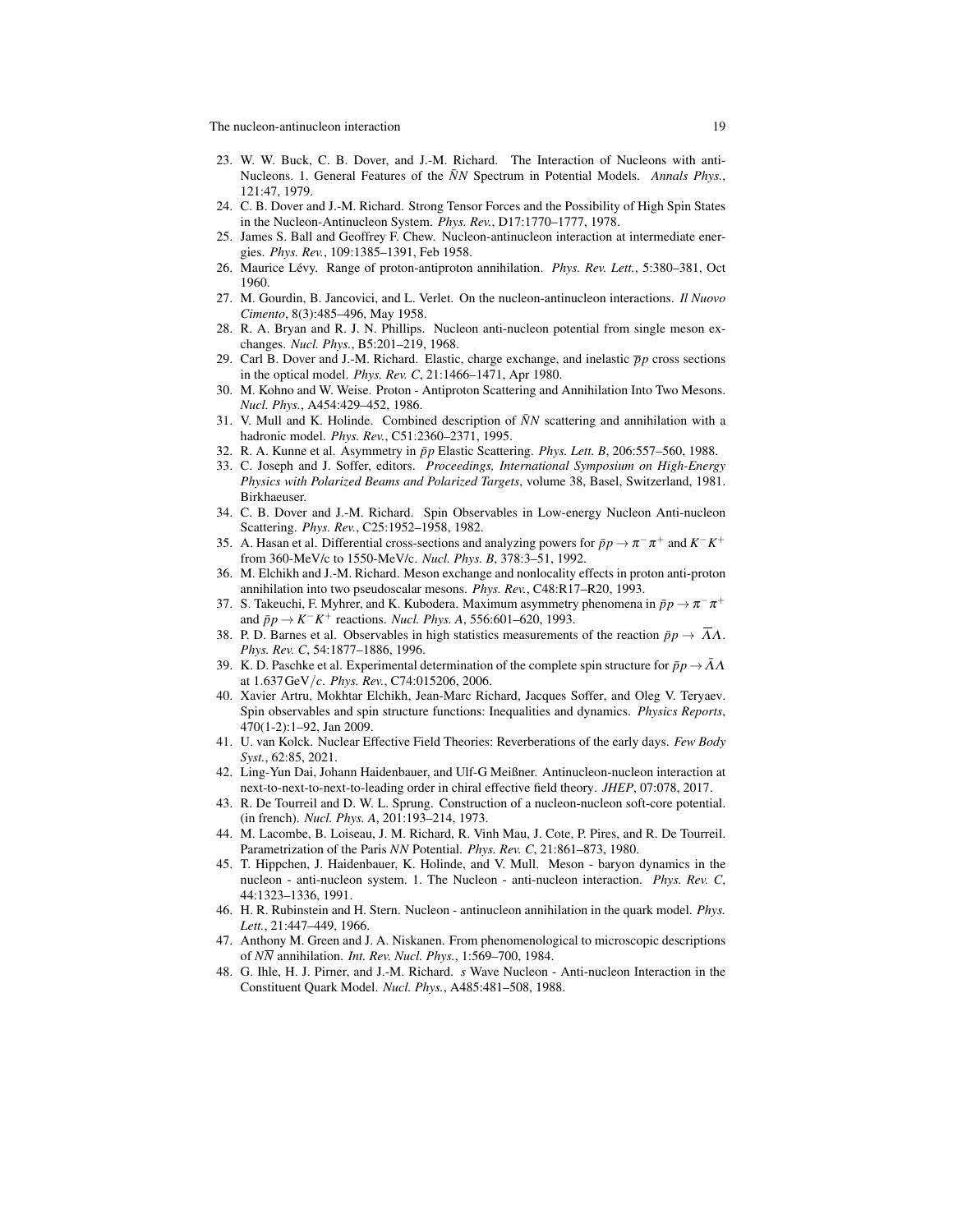23. W. W. Buck, C. B. Dover, and J.-M. Richard. The Interaction of Nucleons with anti-Nucleons. 1. General Features of the $\bar{N}N$ Spectrum in Potential Models. *Annals Phys.*, 121:47, 1979.
24. C. B. Dover and J.-M. Richard. Strong Tensor Forces and the Possibility of High Spin States in the Nucleon-Antinucleon System. *Phys. Rev.*, D17:1770–1777, 1978.
25. James S. Ball and Geoffrey F. Chew. Nucleon-antinucleon interaction at intermediate energies. *Phys. Rev.*, 109:1385–1391, Feb 1958.
26. Maurice Lévy. Range of proton-antiproton annihilation. *Phys. Rev. Lett.*, 5:380–381, Oct 1960.
27. M. Gourdin, B. Jancovici, and L. Verlet. On the nucleon-antinucleon interactions. *Il Nuovo Cimento*, 8(3):485–496, May 1958.
28. R. A. Bryan and R. J. N. Phillips. Nucleon anti-nucleon potential from single meson exchanges. *Nucl. Phys.*, B5:201–219, 1968.
29. Carl B. Dover and J.-M. Richard. Elastic, charge exchange, and inelastic $\overline{p}p$ cross sections in the optical model. *Phys. Rev. C*, 21:1466–1471, Apr 1980.
30. M. Kohno and W. Weise. Proton - Antiproton Scattering and Annihilation Into Two Mesons. *Nucl. Phys.*, A454:429–452, 1986.
31. V. Mull and K. Holinde. Combined description of $\bar{N}N$ scattering and annihilation with a hadronic model. *Phys. Rev.*, C51:2360–2371, 1995.
32. R. A. Kunne et al. Asymmetry in $\bar{p}p$ Elastic Scattering. *Phys. Lett. B*, 206:557–560, 1988.
33. C. Joseph and J. Soffer, editors. *Proceedings, International Symposium on High-Energy Physics with Polarized Beams and Polarized Targets*, volume 38, Basel, Switzerland, 1981. Birkhaeuser.
34. C. B. Dover and J.-M. Richard. Spin Observables in Low-energy Nucleon Anti-nucleon Scattering. *Phys. Rev.*, C25:1952–1958, 1982.
35. A. Hasan et al. Differential cross-sections and analyzing powers for $\bar{p}p \to \pi^-\pi^+$ and $K^-K^+$ from 360-MeV/c to 1550-MeV/c. *Nucl. Phys. B*, 378:3–51, 1992.
36. M. Elchikh and J.-M. Richard. Meson exchange and nonlocality effects in proton anti-proton annihilation into two pseudoscalar mesons. *Phys. Rev.*, C48:R17–R20, 1993.
37. S. Takeuchi, F. Myhrer, and K. Kubodera. Maximum asymmetry phenomena in $\bar{p}p \to \pi^-\pi^+$ and $\bar{p}p \to K^-K^+$ reactions. *Nucl. Phys. A*, 556:601–620, 1993.
38. P. D. Barnes et al. Observables in high statistics measurements of the reaction $\bar{p}p \to \overline{\Lambda}\Lambda$. *Phys. Rev. C*, 54:1877–1886, 1996.
39. K. D. Paschke et al. Experimental determination of the complete spin structure for $\bar{p}p \to \bar{\Lambda}\Lambda$ at $1.637\,\mathrm{GeV}/c$. *Phys. Rev.*, C74:015206, 2006.
40. Xavier Artru, Mokhtar Elchikh, Jean-Marc Richard, Jacques Soffer, and Oleg V. Teryaev. Spin observables and spin structure functions: Inequalities and dynamics. *Physics Reports*, 470(1-2):1–92, Jan 2009.
41. U. van Kolck. Nuclear Effective Field Theories: Reverberations of the early days. *Few Body Syst.*, 62:85, 2021.
42. Ling-Yun Dai, Johann Haidenbauer, and Ulf-G Meißner. Antinucleon-nucleon interaction at next-to-next-to-next-to-leading order in chiral effective field theory. *JHEP*, 07:078, 2017.
43. R. De Tourreil and D. W. L. Sprung. Construction of a nucleon-nucleon soft-core potential. (in french). *Nucl. Phys. A*, 201:193–214, 1973.
44. M. Lacombe, B. Loiseau, J. M. Richard, R. Vinh Mau, J. Cote, P. Pires, and R. De Tourreil. Parametrization of the Paris *NN* Potential. *Phys. Rev. C*, 21:861–873, 1980.
45. T. Hippchen, J. Haidenbauer, K. Holinde, and V. Mull. Meson - baryon dynamics in the nucleon - anti-nucleon system. 1. The Nucleon - anti-nucleon interaction. *Phys. Rev. C*, 44:1323–1336, 1991.
46. H. R. Rubinstein and H. Stern. Nucleon - antinucleon annihilation in the quark model. *Phys. Lett.*, 21:447–449, 1966.
47. Anthony M. Green and J. A. Niskanen. From phenomenological to microscopic descriptions of $N\overline{N}$ annihilation. *Int. Rev. Nucl. Phys.*, 1:569–700, 1984.
48. G. Ihle, H. J. Pirner, and J.-M. Richard. *s* Wave Nucleon - Anti-nucleon Interaction in the Constituent Quark Model. *Nucl. Phys.*, A485:481–508, 1988.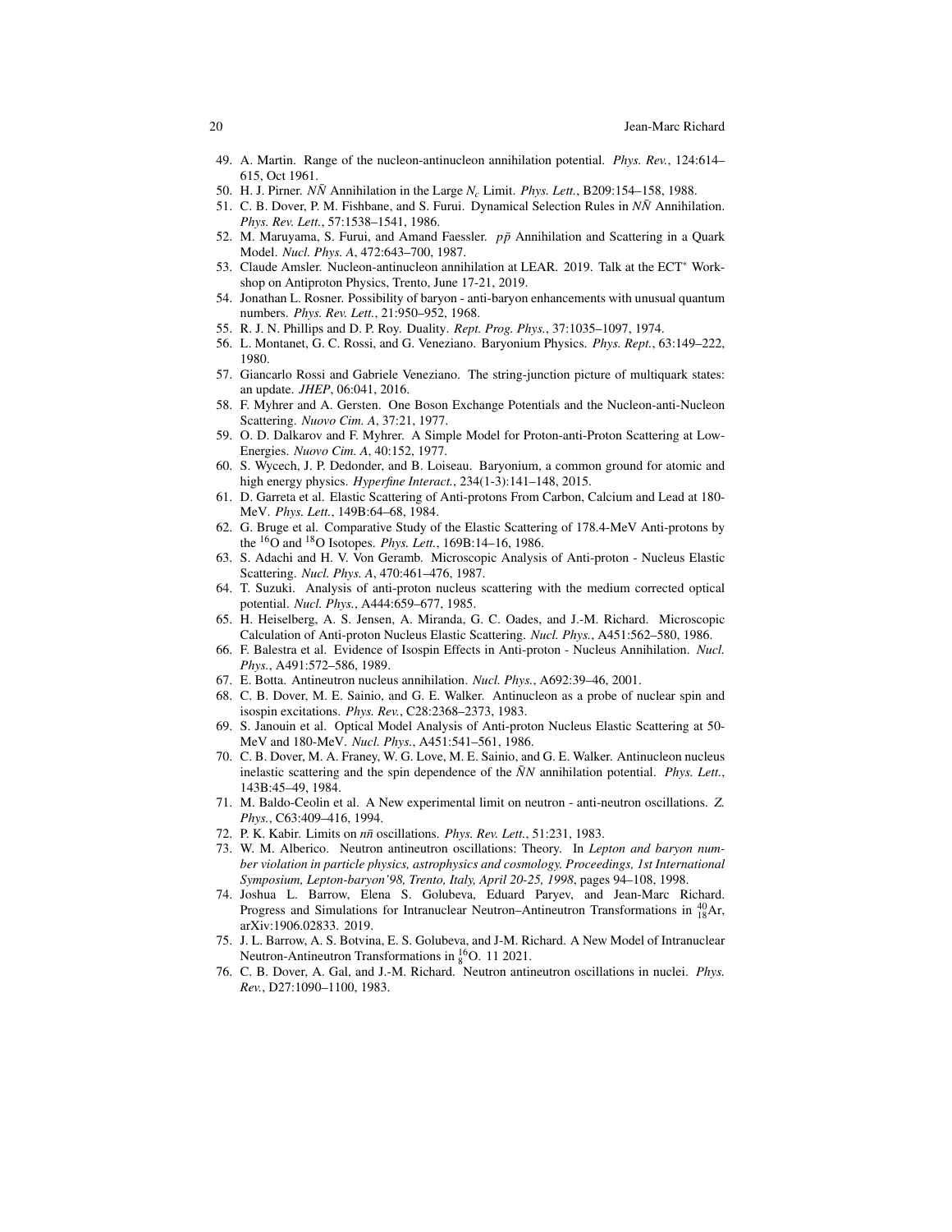49. A. Martin. Range of the nucleon-antinucleon annihilation potential. *Phys. Rev.*, 124:614–615, Oct 1961.
50. H. J. Pirner. $N\bar{N}$ Annihilation in the Large $N_c$ Limit. *Phys. Lett.*, B209:154–158, 1988.
51. C. B. Dover, P. M. Fishbane, and S. Furui. Dynamical Selection Rules in $N\bar{N}$ Annihilation. *Phys. Rev. Lett.*, 57:1538–1541, 1986.
52. M. Maruyama, S. Furui, and Amand Faessler. $p\bar{p}$ Annihilation and Scattering in a Quark Model. *Nucl. Phys. A*, 472:643–700, 1987.
53. Claude Amsler. Nucleon-antinucleon annihilation at LEAR. 2019. Talk at the ECT* Workshop on Antiproton Physics, Trento, June 17-21, 2019.
54. Jonathan L. Rosner. Possibility of baryon - anti-baryon enhancements with unusual quantum numbers. *Phys. Rev. Lett.*, 21:950–952, 1968.
55. R. J. N. Phillips and D. P. Roy. Duality. *Rept. Prog. Phys.*, 37:1035–1097, 1974.
56. L. Montanet, G. C. Rossi, and G. Veneziano. Baryonium Physics. *Phys. Rept.*, 63:149–222, 1980.
57. Giancarlo Rossi and Gabriele Veneziano. The string-junction picture of multiquark states: an update. *JHEP*, 06:041, 2016.
58. F. Myhrer and A. Gersten. One Boson Exchange Potentials and the Nucleon-anti-Nucleon Scattering. *Nuovo Cim. A*, 37:21, 1977.
59. O. D. Dalkarov and F. Myhrer. A Simple Model for Proton-anti-Proton Scattering at Low-Energies. *Nuovo Cim. A*, 40:152, 1977.
60. S. Wycech, J. P. Dedonder, and B. Loiseau. Baryonium, a common ground for atomic and high energy physics. *Hyperfine Interact.*, 234(1-3):141–148, 2015.
61. D. Garreta et al. Elastic Scattering of Anti-protons From Carbon, Calcium and Lead at 180-MeV. *Phys. Lett.*, 149B:64–68, 1984.
62. G. Bruge et al. Comparative Study of the Elastic Scattering of 178.4-MeV Anti-protons by the $^{16}$O and $^{18}$O Isotopes. *Phys. Lett.*, 169B:14–16, 1986.
63. S. Adachi and H. V. Von Geramb. Microscopic Analysis of Anti-proton - Nucleus Elastic Scattering. *Nucl. Phys. A*, 470:461–476, 1987.
64. T. Suzuki. Analysis of anti-proton nucleus scattering with the medium corrected optical potential. *Nucl. Phys.*, A444:659–677, 1985.
65. H. Heiselberg, A. S. Jensen, A. Miranda, G. C. Oades, and J.-M. Richard. Microscopic Calculation of Anti-proton Nucleus Elastic Scattering. *Nucl. Phys.*, A451:562–580, 1986.
66. F. Balestra et al. Evidence of Isospin Effects in Anti-proton - Nucleus Annihilation. *Nucl. Phys.*, A491:572–586, 1989.
67. E. Botta. Antineutron nucleus annihilation. *Nucl. Phys.*, A692:39–46, 2001.
68. C. B. Dover, M. E. Sainio, and G. E. Walker. Antinucleon as a probe of nuclear spin and isospin excitations. *Phys. Rev.*, C28:2368–2373, 1983.
69. S. Janouin et al. Optical Model Analysis of Anti-proton Nucleus Elastic Scattering at 50-MeV and 180-MeV. *Nucl. Phys.*, A451:541–561, 1986.
70. C. B. Dover, M. A. Franey, W. G. Love, M. E. Sainio, and G. E. Walker. Antinucleon nucleus inelastic scattering and the spin dependence of the $\bar{N}N$ annihilation potential. *Phys. Lett.*, 143B:45–49, 1984.
71. M. Baldo-Ceolin et al. A New experimental limit on neutron - anti-neutron oscillations. *Z. Phys.*, C63:409–416, 1994.
72. P. K. Kabir. Limits on $n\bar{n}$ oscillations. *Phys. Rev. Lett.*, 51:231, 1983.
73. W. M. Alberico. Neutron antineutron oscillations: Theory. In *Lepton and baryon number violation in particle physics, astrophysics and cosmology. Proceedings, 1st International Symposium, Lepton-baryon'98, Trento, Italy, April 20-25, 1998*, pages 94–108, 1998.
74. Joshua L. Barrow, Elena S. Golubeva, Eduard Paryev, and Jean-Marc Richard. Progress and Simulations for Intranuclear Neutron–Antineutron Transformations in $^{40}_{18}$Ar, arXiv:1906.02833. 2019.
75. J. L. Barrow, A. S. Botvina, E. S. Golubeva, and J-M. Richard. A New Model of Intranuclear Neutron-Antineutron Transformations in $^{16}_{8}$O. 11 2021.
76. C. B. Dover, A. Gal, and J.-M. Richard. Neutron antineutron oscillations in nuclei. *Phys. Rev.*, D27:1090–1100, 1983.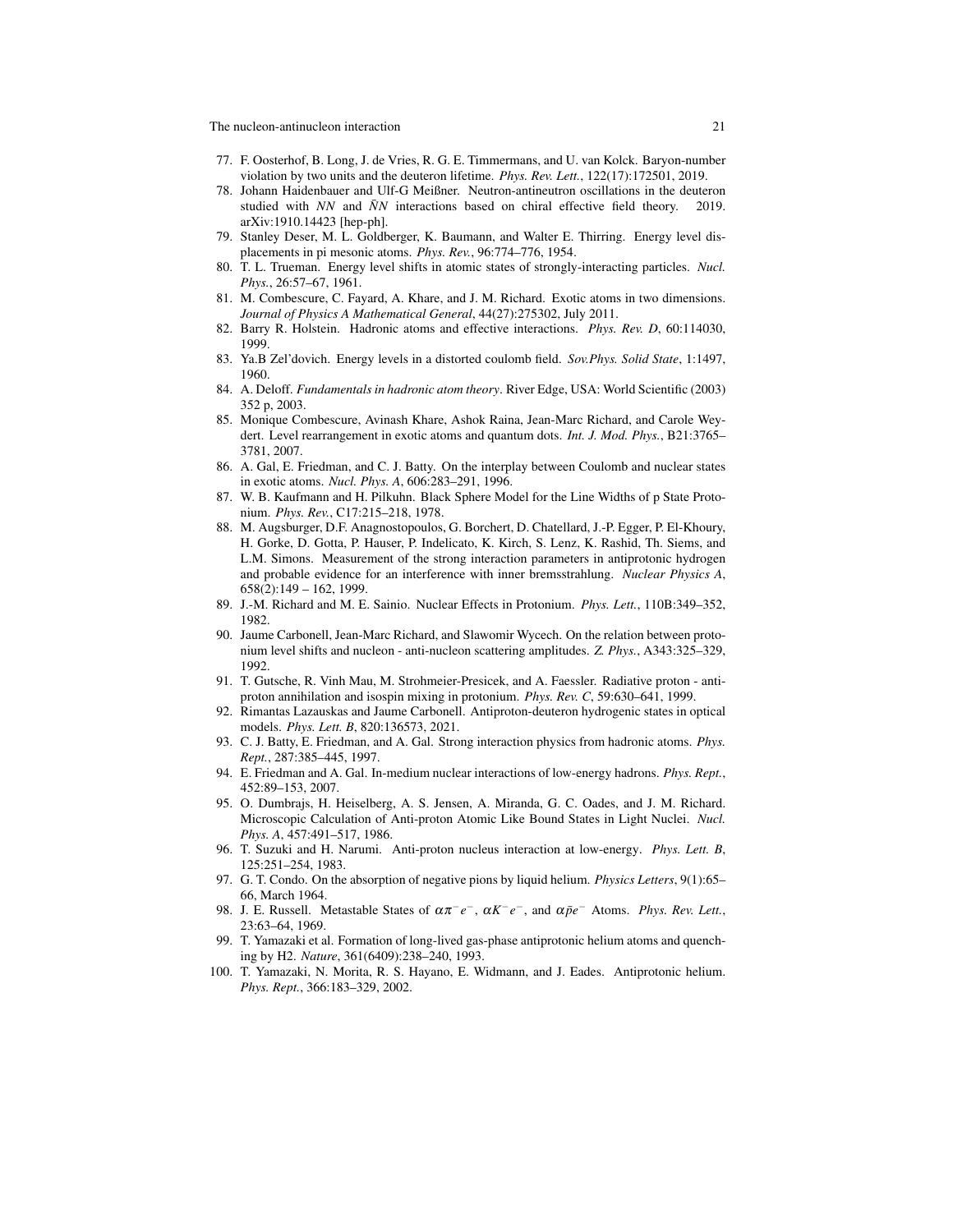77. F. Oosterhof, B. Long, J. de Vries, R. G. E. Timmermans, and U. van Kolck. Baryon-number violation by two units and the deuteron lifetime. *Phys. Rev. Lett.*, 122(17):172501, 2019.
78. Johann Haidenbauer and Ulf-G Meißner. Neutron-antineutron oscillations in the deuteron studied with $NN$ and $\bar{N}N$ interactions based on chiral effective field theory. 2019. arXiv:1910.14423 [hep-ph].
79. Stanley Deser, M. L. Goldberger, K. Baumann, and Walter E. Thirring. Energy level displacements in pi mesonic atoms. *Phys. Rev.*, 96:774–776, 1954.
80. T. L. Trueman. Energy level shifts in atomic states of strongly-interacting particles. *Nucl. Phys.*, 26:57–67, 1961.
81. M. Combescure, C. Fayard, A. Khare, and J. M. Richard. Exotic atoms in two dimensions. *Journal of Physics A Mathematical General*, 44(27):275302, July 2011.
82. Barry R. Holstein. Hadronic atoms and effective interactions. *Phys. Rev. D*, 60:114030, 1999.
83. Ya.B Zel'dovich. Energy levels in a distorted coulomb field. *Sov.Phys. Solid State*, 1:1497, 1960.
84. A. Deloff. *Fundamentals in hadronic atom theory*. River Edge, USA: World Scientific (2003) 352 p, 2003.
85. Monique Combescure, Avinash Khare, Ashok Raina, Jean-Marc Richard, and Carole Weydert. Level rearrangement in exotic atoms and quantum dots. *Int. J. Mod. Phys.*, B21:3765–3781, 2007.
86. A. Gal, E. Friedman, and C. J. Batty. On the interplay between Coulomb and nuclear states in exotic atoms. *Nucl. Phys. A*, 606:283–291, 1996.
87. W. B. Kaufmann and H. Pilkuhn. Black Sphere Model for the Line Widths of p State Protonium. *Phys. Rev.*, C17:215–218, 1978.
88. M. Augsburger, D.F. Anagnostopoulos, G. Borchert, D. Chatellard, J.-P. Egger, P. El-Khoury, H. Gorke, D. Gotta, P. Hauser, P. Indelicato, K. Kirch, S. Lenz, K. Rashid, Th. Siems, and L.M. Simons. Measurement of the strong interaction parameters in antiprotonic hydrogen and probable evidence for an interference with inner bremsstrahlung. *Nuclear Physics A*, 658(2):149 – 162, 1999.
89. J.-M. Richard and M. E. Sainio. Nuclear Effects in Protonium. *Phys. Lett.*, 110B:349–352, 1982.
90. Jaume Carbonell, Jean-Marc Richard, and Slawomir Wycech. On the relation between protonium level shifts and nucleon - anti-nucleon scattering amplitudes. *Z. Phys.*, A343:325–329, 1992.
91. T. Gutsche, R. Vinh Mau, M. Strohmeier-Presicek, and A. Faessler. Radiative proton - antiproton annihilation and isospin mixing in protonium. *Phys. Rev. C*, 59:630–641, 1999.
92. Rimantas Lazauskas and Jaume Carbonell. Antiproton-deuteron hydrogenic states in optical models. *Phys. Lett. B*, 820:136573, 2021.
93. C. J. Batty, E. Friedman, and A. Gal. Strong interaction physics from hadronic atoms. *Phys. Rept.*, 287:385–445, 1997.
94. E. Friedman and A. Gal. In-medium nuclear interactions of low-energy hadrons. *Phys. Rept.*, 452:89–153, 2007.
95. O. Dumbrajs, H. Heiselberg, A. S. Jensen, A. Miranda, G. C. Oades, and J. M. Richard. Microscopic Calculation of Anti-proton Atomic Like Bound States in Light Nuclei. *Nucl. Phys. A*, 457:491–517, 1986.
96. T. Suzuki and H. Narumi. Anti-proton nucleus interaction at low-energy. *Phys. Lett. B*, 125:251–254, 1983.
97. G. T. Condo. On the absorption of negative pions by liquid helium. *Physics Letters*, 9(1):65–66, March 1964.
98. J. E. Russell. Metastable States of $\alpha\pi^- e^-$, $\alpha K^- e^-$, and $\alpha\bar{p}e^-$ Atoms. *Phys. Rev. Lett.*, 23:63–64, 1969.
99. T. Yamazaki et al. Formation of long-lived gas-phase antiprotonic helium atoms and quenching by H2. *Nature*, 361(6409):238–240, 1993.
100. T. Yamazaki, N. Morita, R. S. Hayano, E. Widmann, and J. Eades. Antiprotonic helium. *Phys. Rept.*, 366:183–329, 2002.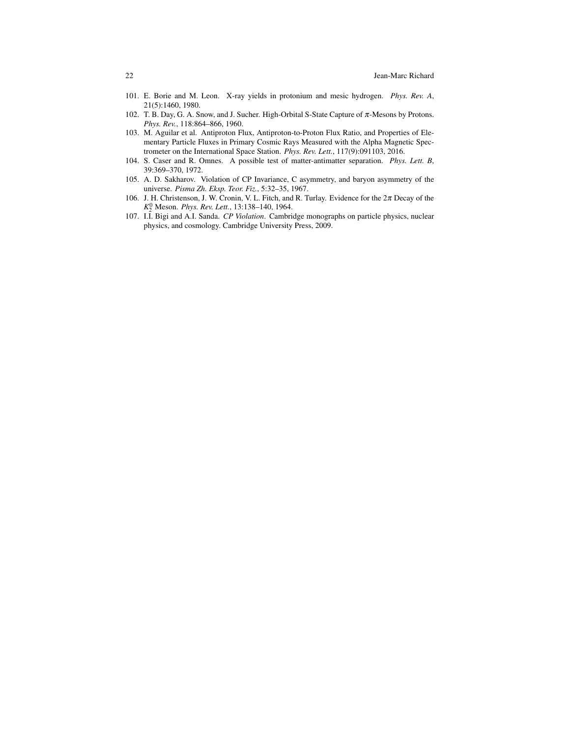101. E. Borie and M. Leon. X-ray yields in protonium and mesic hydrogen. *Phys. Rev. A*, 21(5):1460, 1980.
102. T. B. Day, G. A. Snow, and J. Sucher. High-Orbital S-State Capture of $\pi$-Mesons by Protons. *Phys. Rev.*, 118:864–866, 1960.
103. M. Aguilar et al. Antiproton Flux, Antiproton-to-Proton Flux Ratio, and Properties of Elementary Particle Fluxes in Primary Cosmic Rays Measured with the Alpha Magnetic Spectrometer on the International Space Station. *Phys. Rev. Lett.*, 117(9):091103, 2016.
104. S. Caser and R. Omnes. A possible test of matter-antimatter separation. *Phys. Lett. B*, 39:369–370, 1972.
105. A. D. Sakharov. Violation of CP Invariance, C asymmetry, and baryon asymmetry of the universe. *Pisma Zh. Eksp. Teor. Fiz.*, 5:32–35, 1967.
106. J. H. Christenson, J. W. Cronin, V. L. Fitch, and R. Turlay. Evidence for the $2\pi$ Decay of the $K_2^0$ Meson. *Phys. Rev. Lett.*, 13:138–140, 1964.
107. I.I. Bigi and A.I. Sanda. *CP Violation*. Cambridge monographs on particle physics, nuclear physics, and cosmology. Cambridge University Press, 2009.